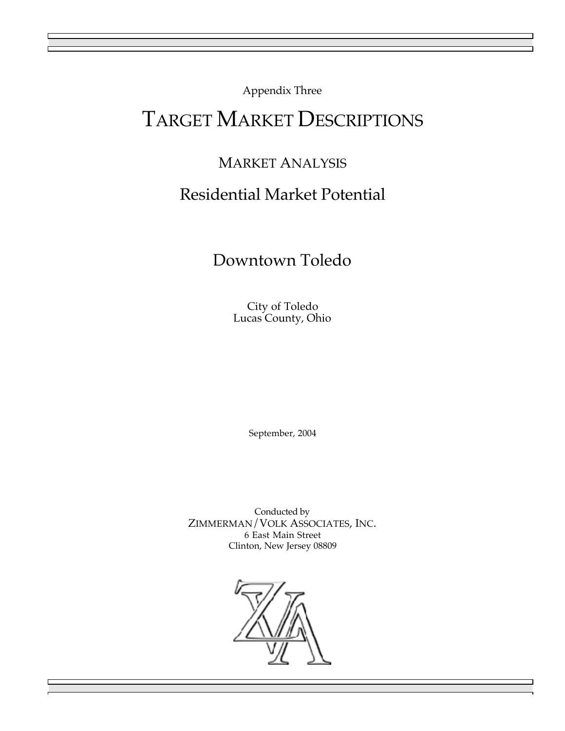Appendix Three

# TARGET MARKET DESCRIPTIONS

## MARKET ANALYSIS

## Residential Market Potential

## Downtown Toledo

City of Toledo
Lucas County, Ohio

September, 2004

Conducted by
ZIMMERMAN/VOLK ASSOCIATES, INC.
6 East Main Street
Clinton, New Jersey 08809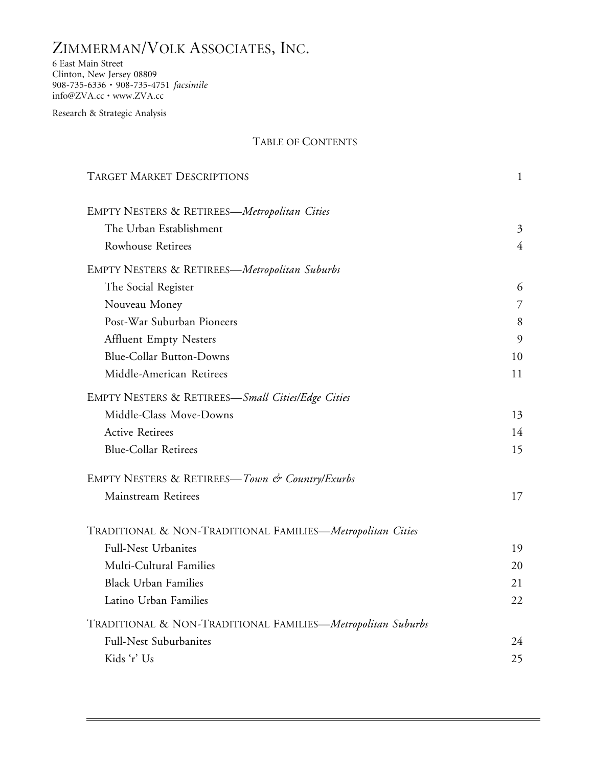# ZIMMERMAN/VOLK ASSOCIATES, INC.

6 East Main Street
Clinton, New Jersey 08809
908-735-6336 • 908-735-4751 *facsimile*
info@ZVA.cc • www.ZVA.cc

Research & Strategic Analysis

## TABLE OF CONTENTS

| | |
|---|---|
| TARGET MARKET DESCRIPTIONS | 1 |
| EMPTY NESTERS & RETIREES—*Metropolitan Cities* | |
| The Urban Establishment | 3 |
| Rowhouse Retirees | 4 |
| EMPTY NESTERS & RETIREES—*Metropolitan Suburbs* | |
| The Social Register | 6 |
| Nouveau Money | 7 |
| Post-War Suburban Pioneers | 8 |
| Affluent Empty Nesters | 9 |
| Blue-Collar Button-Downs | 10 |
| Middle-American Retirees | 11 |
| EMPTY NESTERS & RETIREES—*Small Cities/Edge Cities* | |
| Middle-Class Move-Downs | 13 |
| Active Retirees | 14 |
| Blue-Collar Retirees | 15 |
| EMPTY NESTERS & RETIREES—*Town & Country/Exurbs* | |
| Mainstream Retirees | 17 |
| TRADITIONAL & NON-TRADITIONAL FAMILIES—*Metropolitan Cities* | |
| Full-Nest Urbanites | 19 |
| Multi-Cultural Families | 20 |
| Black Urban Families | 21 |
| Latino Urban Families | 22 |
| TRADITIONAL & NON-TRADITIONAL FAMILIES—*Metropolitan Suburbs* | |
| Full-Nest Suburbanites | 24 |
| Kids 'r' Us | 25 |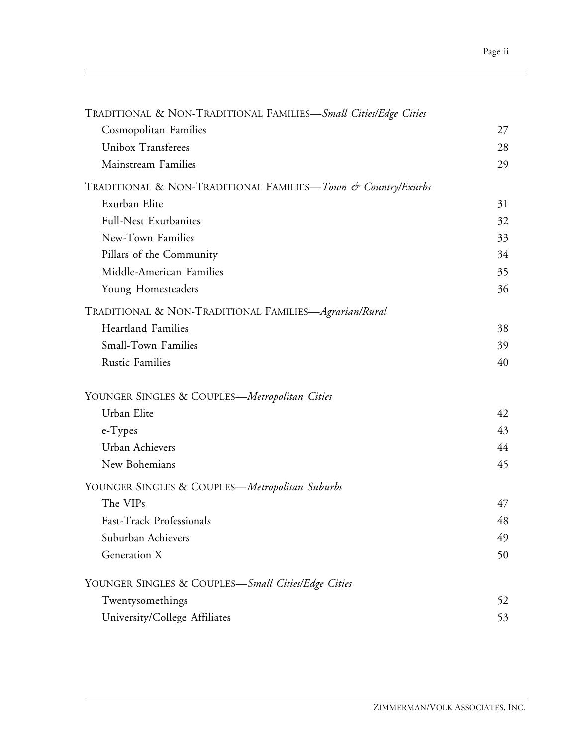| | |
|---|---|
| TRADITIONAL & NON-TRADITIONAL FAMILIES—*Small Cities/Edge Cities* | |
| Cosmopolitan Families | 27 |
| Unibox Transferees | 28 |
| Mainstream Families | 29 |
| TRADITIONAL & NON-TRADITIONAL FAMILIES—*Town & Country/Exurbs* | |
| Exurban Elite | 31 |
| Full-Nest Exurbanites | 32 |
| New-Town Families | 33 |
| Pillars of the Community | 34 |
| Middle-American Families | 35 |
| Young Homesteaders | 36 |
| TRADITIONAL & NON-TRADITIONAL FAMILIES—*Agrarian/Rural* | |
| Heartland Families | 38 |
| Small-Town Families | 39 |
| Rustic Families | 40 |
| YOUNGER SINGLES & COUPLES—*Metropolitan Cities* | |
| Urban Elite | 42 |
| e-Types | 43 |
| Urban Achievers | 44 |
| New Bohemians | 45 |
| YOUNGER SINGLES & COUPLES—*Metropolitan Suburbs* | |
| The VIPs | 47 |
| Fast-Track Professionals | 48 |
| Suburban Achievers | 49 |
| Generation X | 50 |
| YOUNGER SINGLES & COUPLES—*Small Cities/Edge Cities* | |
| Twentysomethings | 52 |
| University/College Affiliates | 53 |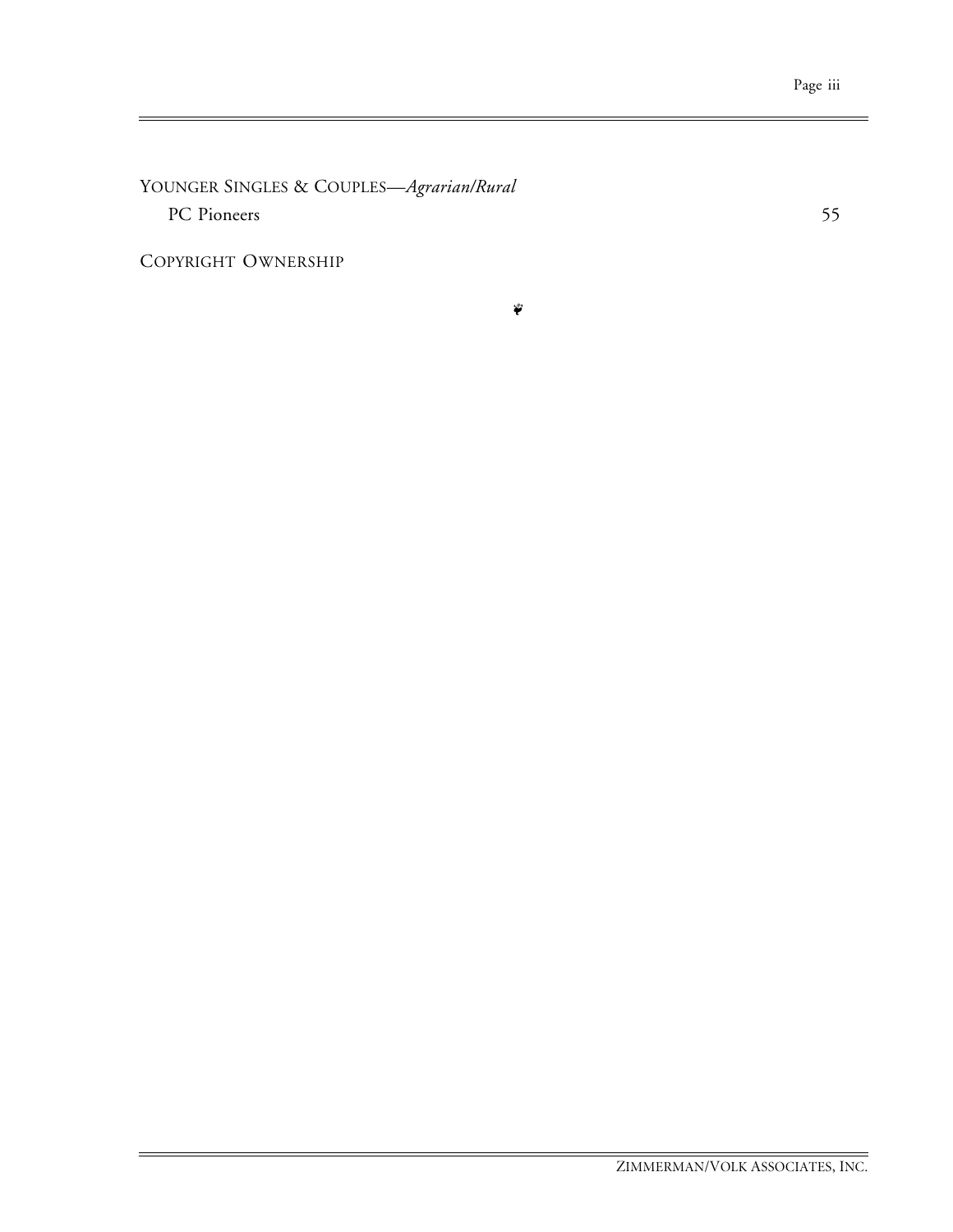YOUNGER SINGLES & COUPLES—*Agrarian/Rural*

PC Pioneers 55

COPYRIGHT OWNERSHIP

❦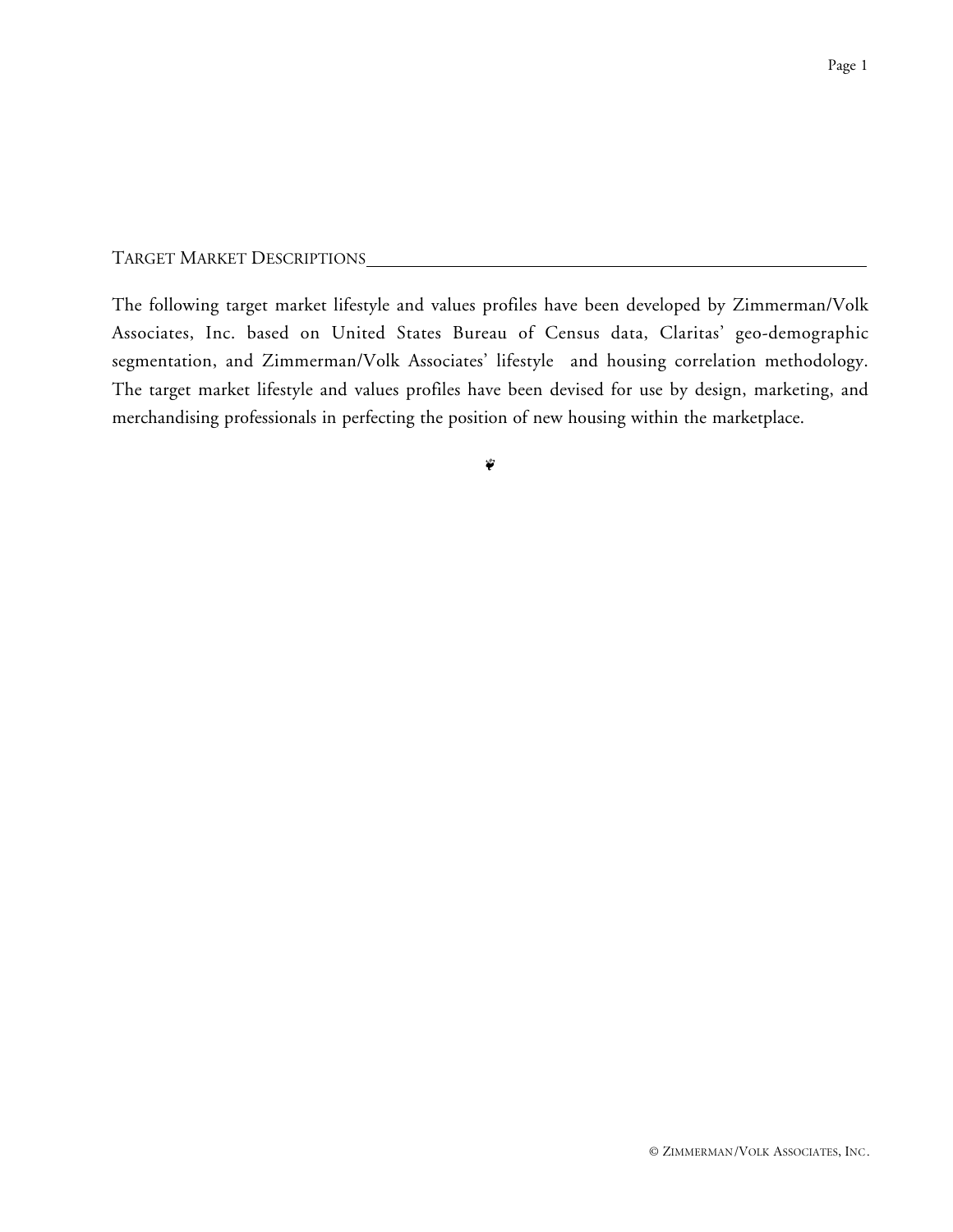## TARGET MARKET DESCRIPTIONS

The following target market lifestyle and values profiles have been developed by Zimmerman/Volk Associates, Inc. based on United States Bureau of Census data, Claritas' geo-demographic segmentation, and Zimmerman/Volk Associates' lifestyle and housing correlation methodology. The target market lifestyle and values profiles have been devised for use by design, marketing, and merchandising professionals in perfecting the position of new housing within the marketplace.

❦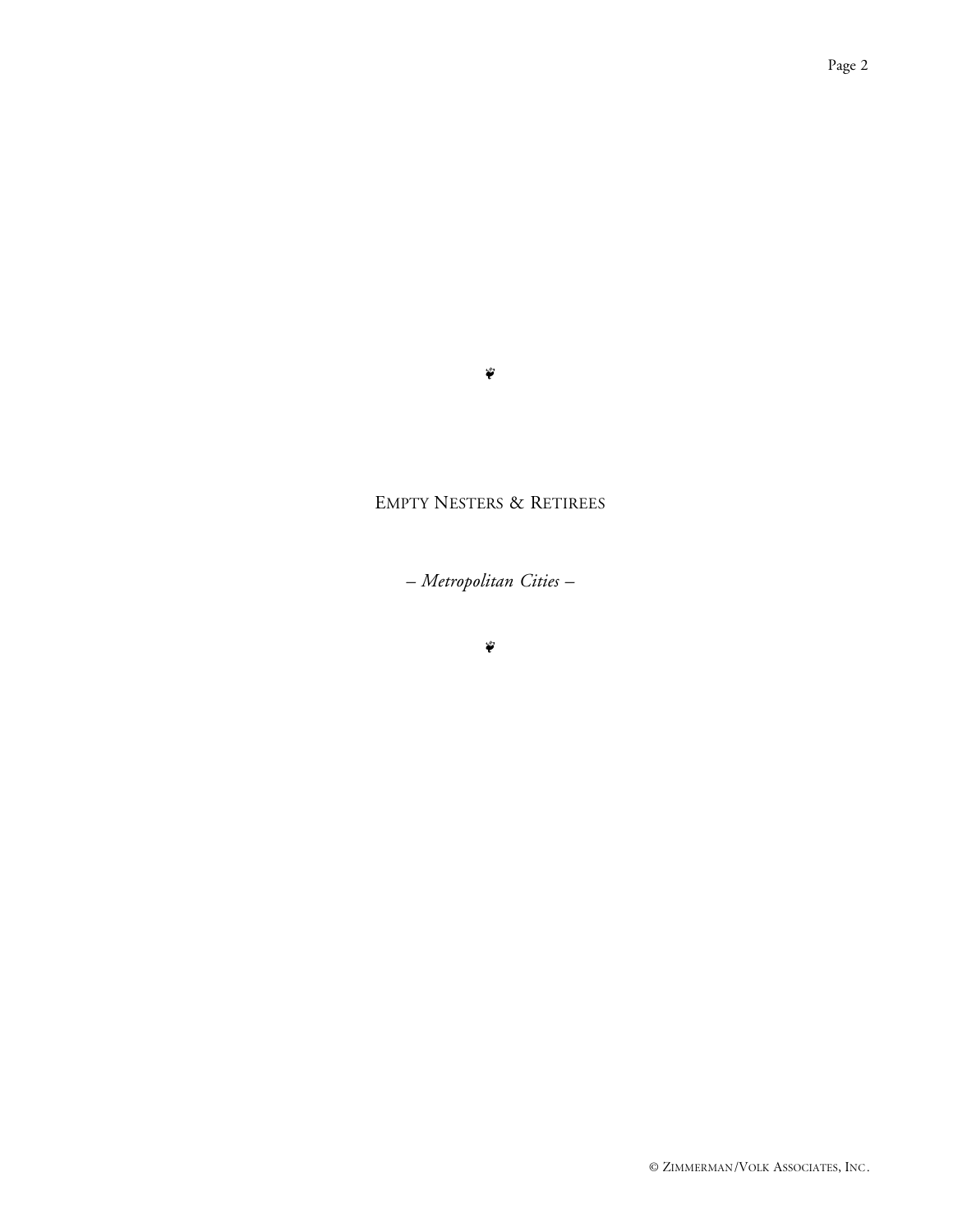❦

# EMPTY NESTERS & RETIREES

*– Metropolitan Cities –*

❦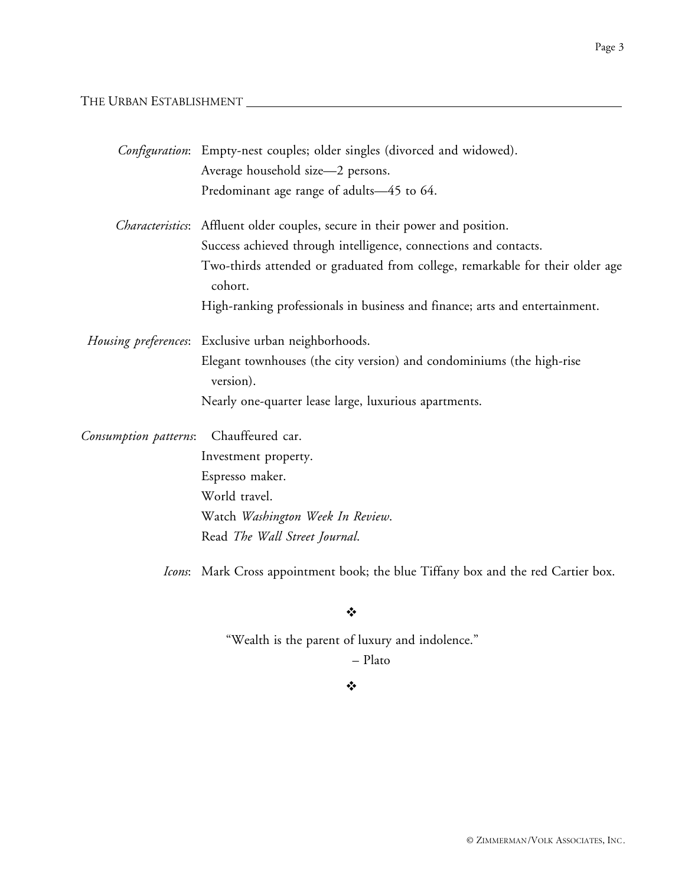## THE URBAN ESTABLISHMENT

*Configuration*: Empty-nest couples; older singles (divorced and widowed).
Average household size—2 persons.
Predominant age range of adults—45 to 64.

*Characteristics*: Affluent older couples, secure in their power and position.
Success achieved through intelligence, connections and contacts.
Two-thirds attended or graduated from college, remarkable for their older age cohort.
High-ranking professionals in business and finance; arts and entertainment.

*Housing preferences*: Exclusive urban neighborhoods.
Elegant townhouses (the city version) and condominiums (the high-rise version).
Nearly one-quarter lease large, luxurious apartments.

*Consumption patterns*: Chauffeured car.
Investment property.
Espresso maker.
World travel.
Watch *Washington Week In Review*.
Read *The Wall Street Journal*.

*Icons*: Mark Cross appointment book; the blue Tiffany box and the red Cartier box.

❖

"Wealth is the parent of luxury and indolence."
– Plato

❖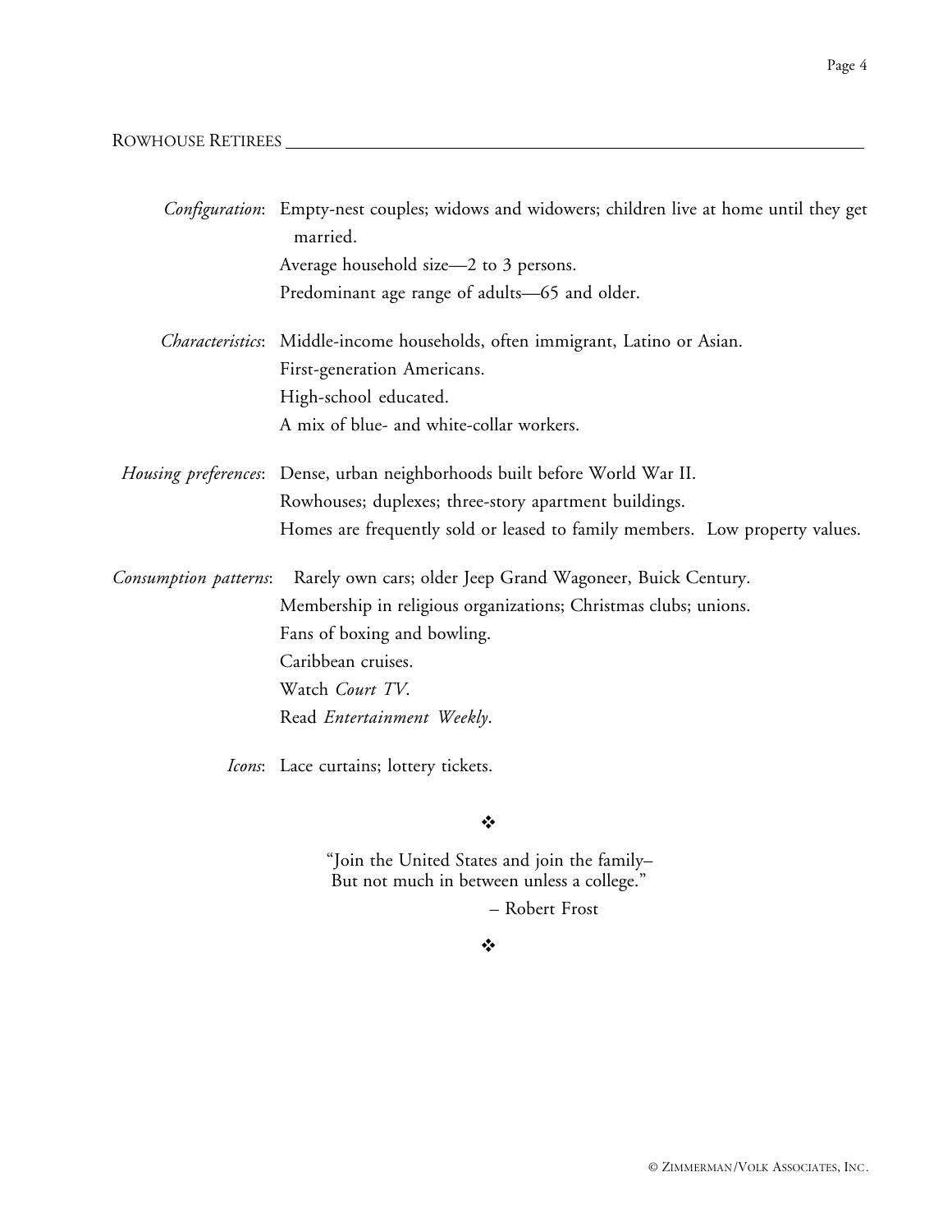## ROWHOUSE RETIREES

*Configuration*: Empty-nest couples; widows and widowers; children live at home until they get married.
Average household size—2 to 3 persons.
Predominant age range of adults—65 and older.

*Characteristics*: Middle-income households, often immigrant, Latino or Asian.
First-generation Americans.
High-school educated.
A mix of blue- and white-collar workers.

*Housing preferences*: Dense, urban neighborhoods built before World War II.
Rowhouses; duplexes; three-story apartment buildings.
Homes are frequently sold or leased to family members. Low property values.

*Consumption patterns*: Rarely own cars; older Jeep Grand Wagoneer, Buick Century.
Membership in religious organizations; Christmas clubs; unions.
Fans of boxing and bowling.
Caribbean cruises.
Watch *Court TV*.
Read *Entertainment Weekly*.

*Icons*: Lace curtains; lottery tickets.

❖

"Join the United States and join the family–
But not much in between unless a college."

– Robert Frost

❖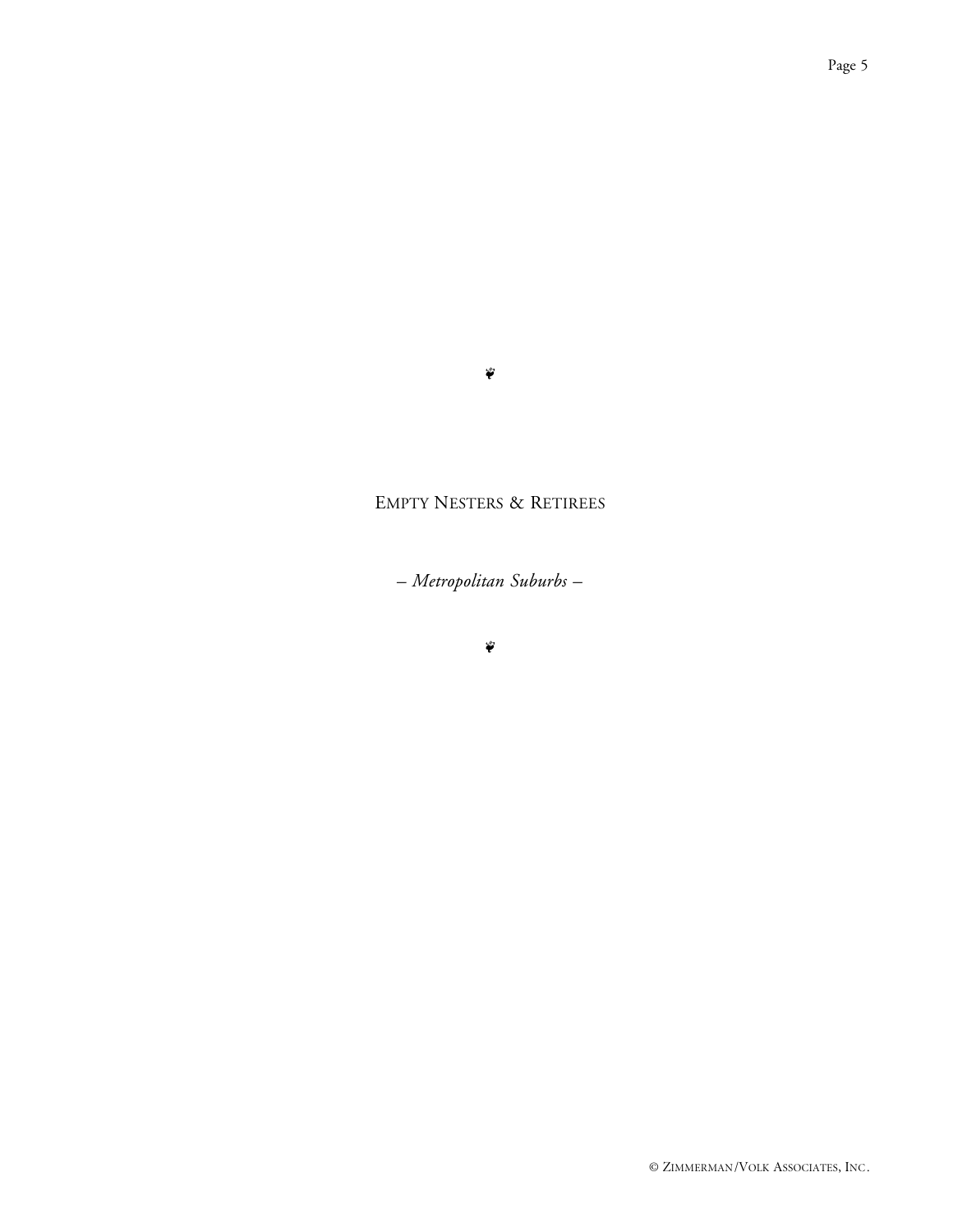# Empty Nesters & Retirees

*– Metropolitan Suburbs –*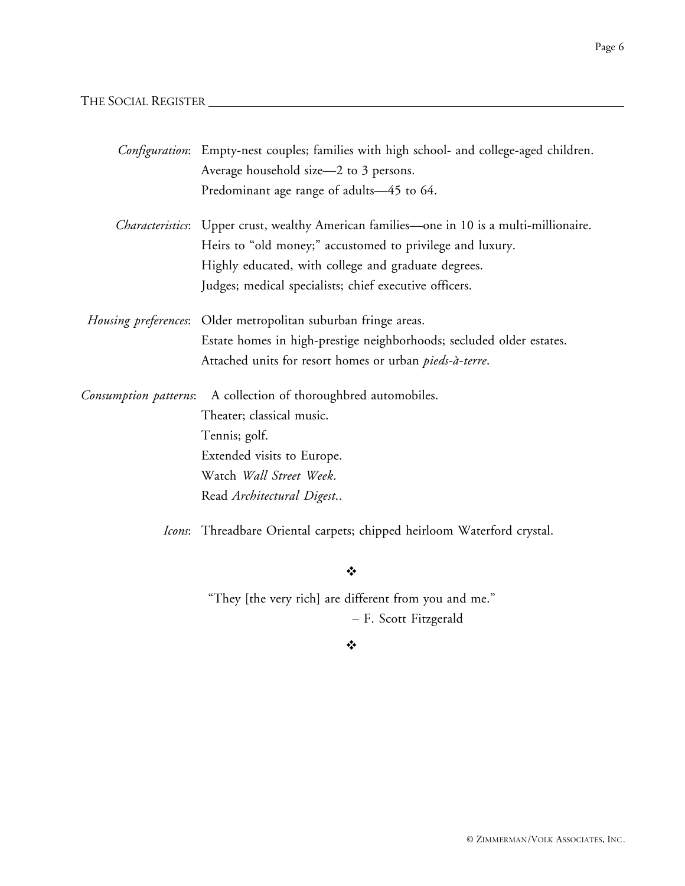## THE SOCIAL REGISTER

*Configuration*: Empty-nest couples; families with high school- and college-aged children.
Average household size—2 to 3 persons.
Predominant age range of adults—45 to 64.

*Characteristics*: Upper crust, wealthy American families—one in 10 is a multi-millionaire.
Heirs to "old money;" accustomed to privilege and luxury.
Highly educated, with college and graduate degrees.
Judges; medical specialists; chief executive officers.

*Housing preferences*: Older metropolitan suburban fringe areas.
Estate homes in high-prestige neighborhoods; secluded older estates.
Attached units for resort homes or urban *pieds-à-terre*.

*Consumption patterns*: A collection of thoroughbred automobiles.
Theater; classical music.
Tennis; golf.
Extended visits to Europe.
Watch *Wall Street Week*.
Read *Architectural Digest*..

*Icons*: Threadbare Oriental carpets; chipped heirloom Waterford crystal.

❖

"They [the very rich] are different from you and me."
– F. Scott Fitzgerald

❖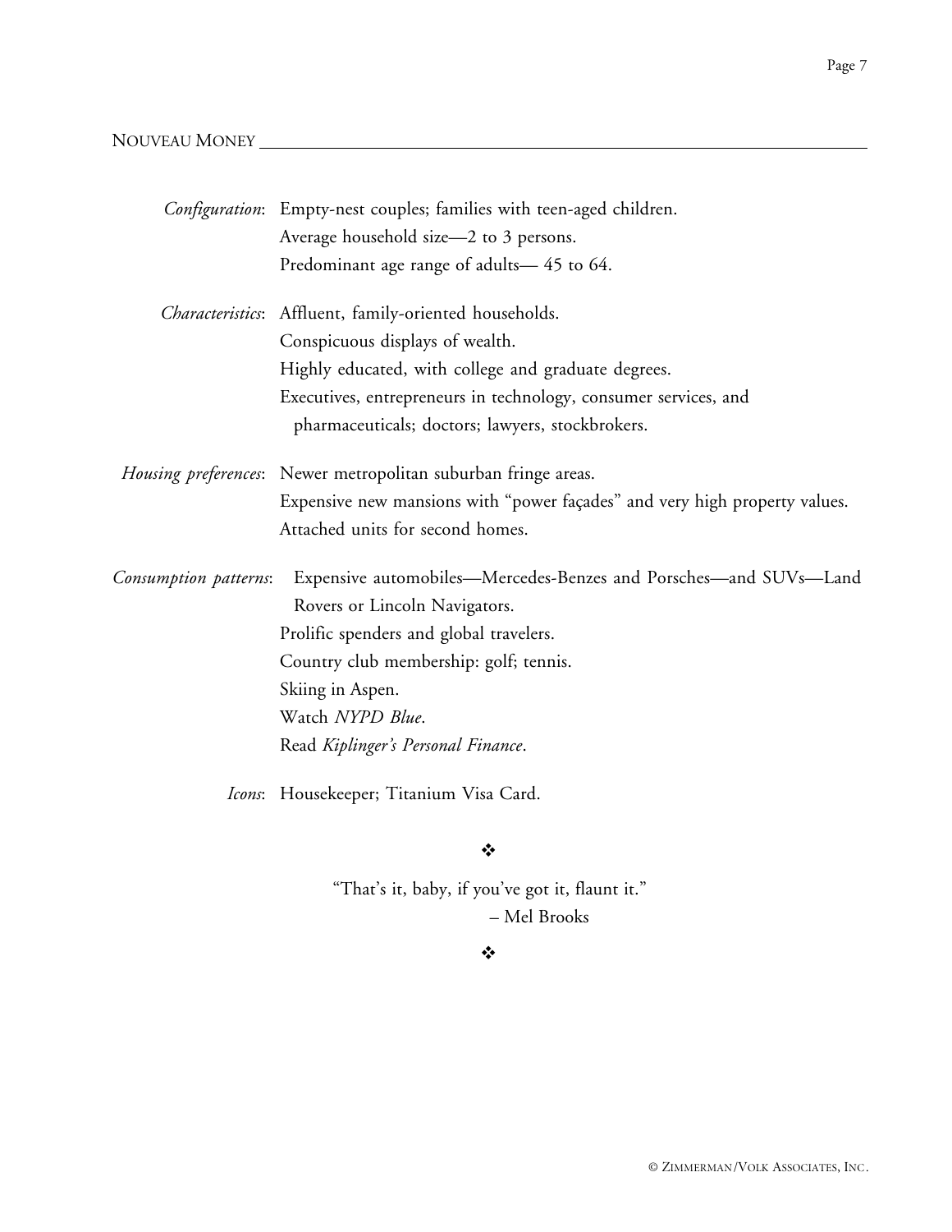## NOUVEAU MONEY

*Configuration*: Empty-nest couples; families with teen-aged children.
Average household size—2 to 3 persons.
Predominant age range of adults— 45 to 64.

*Characteristics*: Affluent, family-oriented households.
Conspicuous displays of wealth.
Highly educated, with college and graduate degrees.
Executives, entrepreneurs in technology, consumer services, and pharmaceuticals; doctors; lawyers, stockbrokers.

*Housing preferences*: Newer metropolitan suburban fringe areas.
Expensive new mansions with "power façades" and very high property values.
Attached units for second homes.

*Consumption patterns*: Expensive automobiles—Mercedes-Benzes and Porsches—and SUVs—Land Rovers or Lincoln Navigators.
Prolific spenders and global travelers.
Country club membership: golf; tennis.
Skiing in Aspen.
Watch *NYPD Blue*.
Read *Kiplinger's Personal Finance*.

*Icons*: Housekeeper; Titanium Visa Card.

❖

"That's it, baby, if you've got it, flaunt it."
– Mel Brooks

❖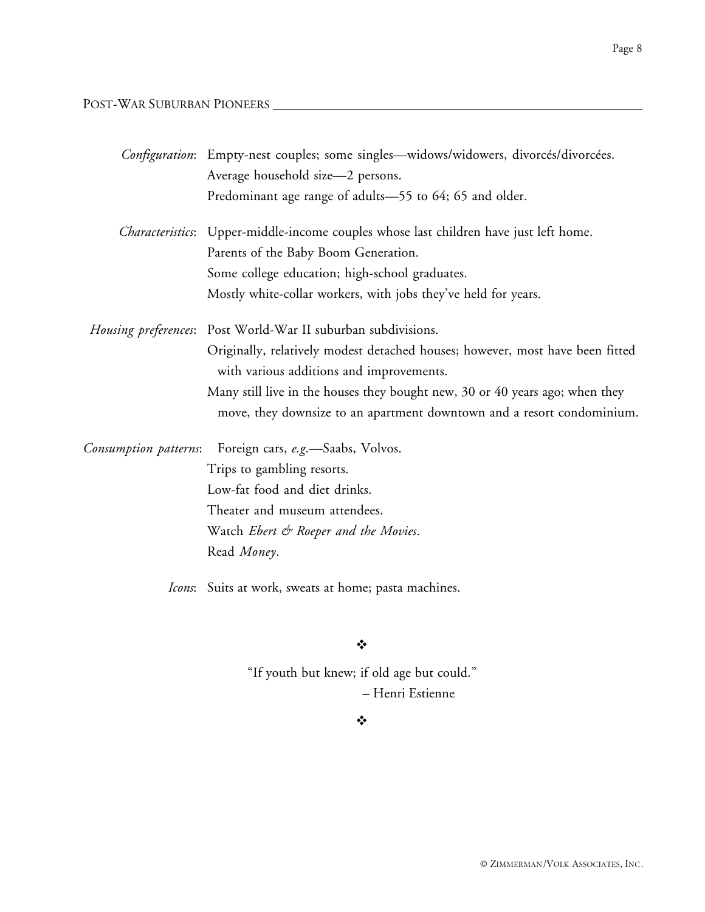## Post-War Suburban Pioneers

*Configuration*: Empty-nest couples; some singles—widows/widowers, divorcés/divorcées.
Average household size—2 persons.
Predominant age range of adults—55 to 64; 65 and older.

*Characteristics*: Upper-middle-income couples whose last children have just left home.
Parents of the Baby Boom Generation.
Some college education; high-school graduates.
Mostly white-collar workers, with jobs they've held for years.

*Housing preferences*: Post World-War II suburban subdivisions.
Originally, relatively modest detached houses; however, most have been fitted with various additions and improvements.
Many still live in the houses they bought new, 30 or 40 years ago; when they move, they downsize to an apartment downtown and a resort condominium.

*Consumption patterns*: Foreign cars, *e.g.*—Saabs, Volvos.
Trips to gambling resorts.
Low-fat food and diet drinks.
Theater and museum attendees.
Watch *Ebert & Roeper and the Movies*.
Read *Money*.

*Icons*: Suits at work, sweats at home; pasta machines.

❖

"If youth but knew; if old age but could."
– Henri Estienne

❖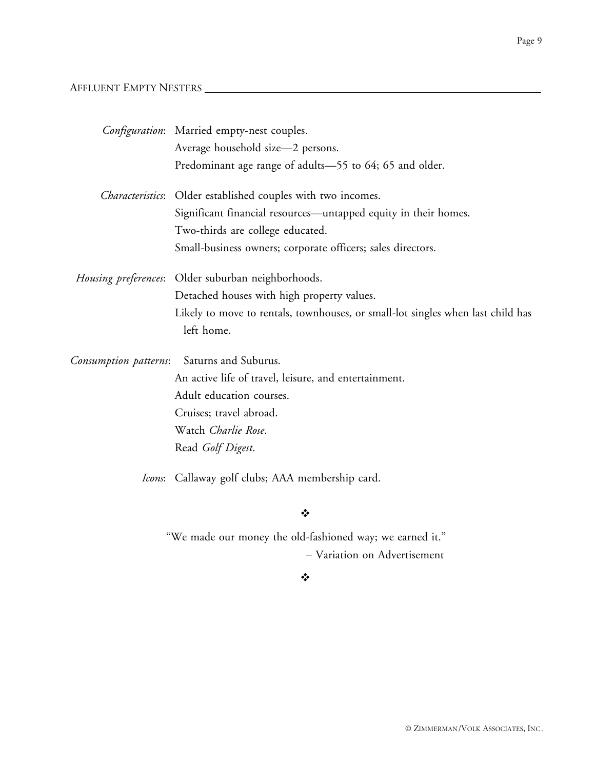## AFFLUENT EMPTY NESTERS

*Configuration*: Married empty-nest couples.
Average household size—2 persons.
Predominant age range of adults—55 to 64; 65 and older.

*Characteristics*: Older established couples with two incomes.
Significant financial resources—untapped equity in their homes.
Two-thirds are college educated.
Small-business owners; corporate officers; sales directors.

*Housing preferences*: Older suburban neighborhoods.
Detached houses with high property values.
Likely to move to rentals, townhouses, or small-lot singles when last child has left home.

*Consumption patterns*: Saturns and Suburus.
An active life of travel, leisure, and entertainment.
Adult education courses.
Cruises; travel abroad.
Watch *Charlie Rose*.
Read *Golf Digest*.

*Icons*: Callaway golf clubs; AAA membership card.

❖

"We made our money the old-fashioned way; we earned it."
– Variation on Advertisement

❖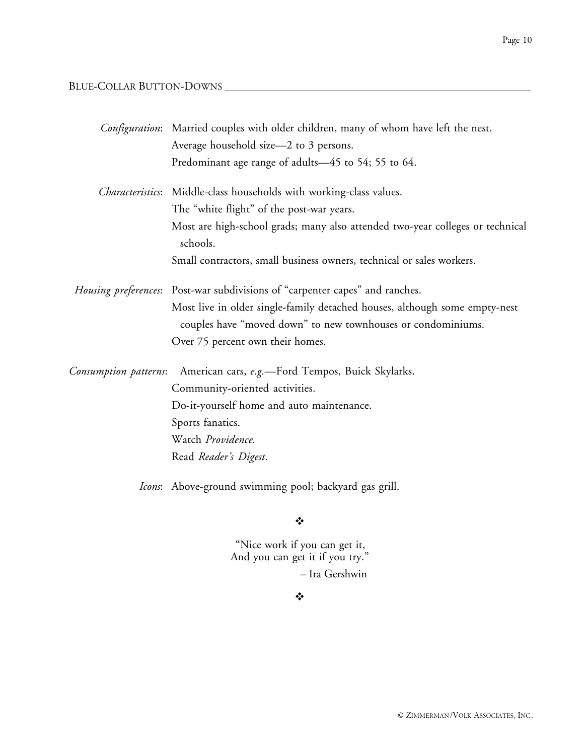## BLUE-COLLAR BUTTON-DOWNS

*Configuration*: Married couples with older children, many of whom have left the nest.
Average household size—2 to 3 persons.
Predominant age range of adults—45 to 54; 55 to 64.

*Characteristics*: Middle-class households with working-class values.
The "white flight" of the post-war years.
Most are high-school grads; many also attended two-year colleges or technical schools.
Small contractors, small business owners, technical or sales workers.

*Housing preferences*: Post-war subdivisions of "carpenter capes" and ranches.
Most live in older single-family detached houses, although some empty-nest couples have "moved down" to new townhouses or condominiums.
Over 75 percent own their homes.

*Consumption patterns*: American cars, *e.g.*—Ford Tempos, Buick Skylarks.
Community-oriented activities.
Do-it-yourself home and auto maintenance.
Sports fanatics.
Watch *Providence.*
Read *Reader's Digest*.

*Icons*: Above-ground swimming pool; backyard gas grill.

❖

"Nice work if you can get it,
And you can get it if you try."
– Ira Gershwin

❖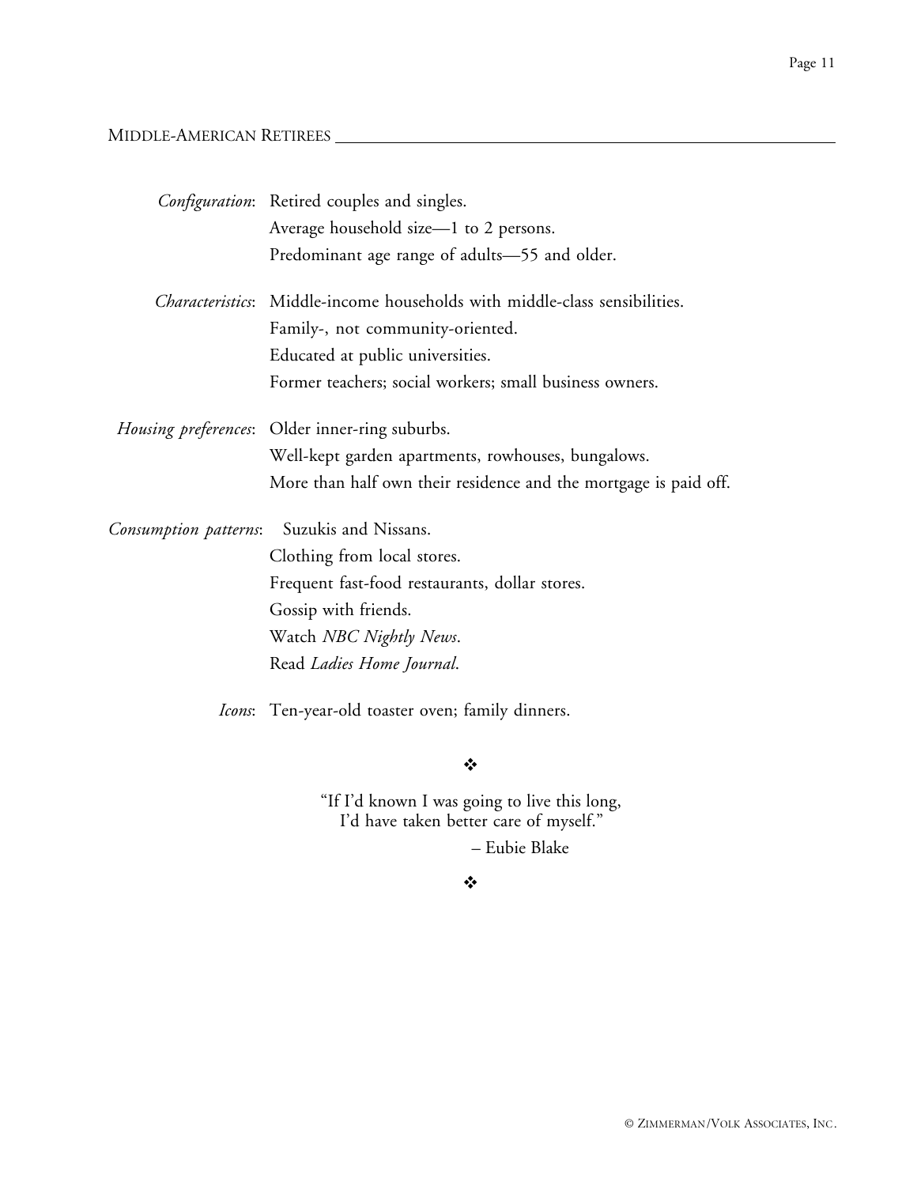## MIDDLE-AMERICAN RETIREES

*Configuration*: Retired couples and singles.
Average household size—1 to 2 persons.
Predominant age range of adults—55 and older.

*Characteristics*: Middle-income households with middle-class sensibilities.
Family-, not community-oriented.
Educated at public universities.
Former teachers; social workers; small business owners.

*Housing preferences*: Older inner-ring suburbs.
Well-kept garden apartments, rowhouses, bungalows.
More than half own their residence and the mortgage is paid off.

*Consumption patterns*: Suzukis and Nissans.
Clothing from local stores.
Frequent fast-food restaurants, dollar stores.
Gossip with friends.
Watch *NBC Nightly News*.
Read *Ladies Home Journal*.

*Icons*: Ten-year-old toaster oven; family dinners.

❖

"If I'd known I was going to live this long,
I'd have taken better care of myself."

– Eubie Blake

❖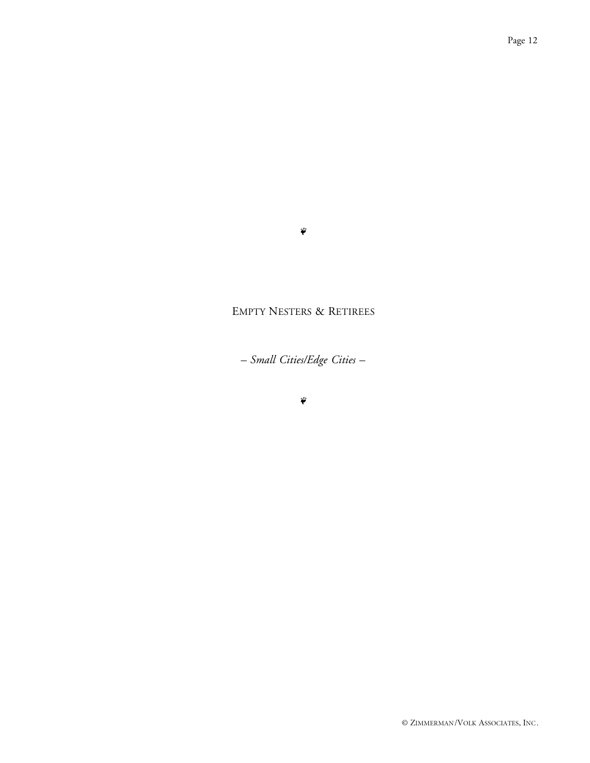❦

# EMPTY NESTERS & RETIREES

*– Small Cities/Edge Cities –*

❦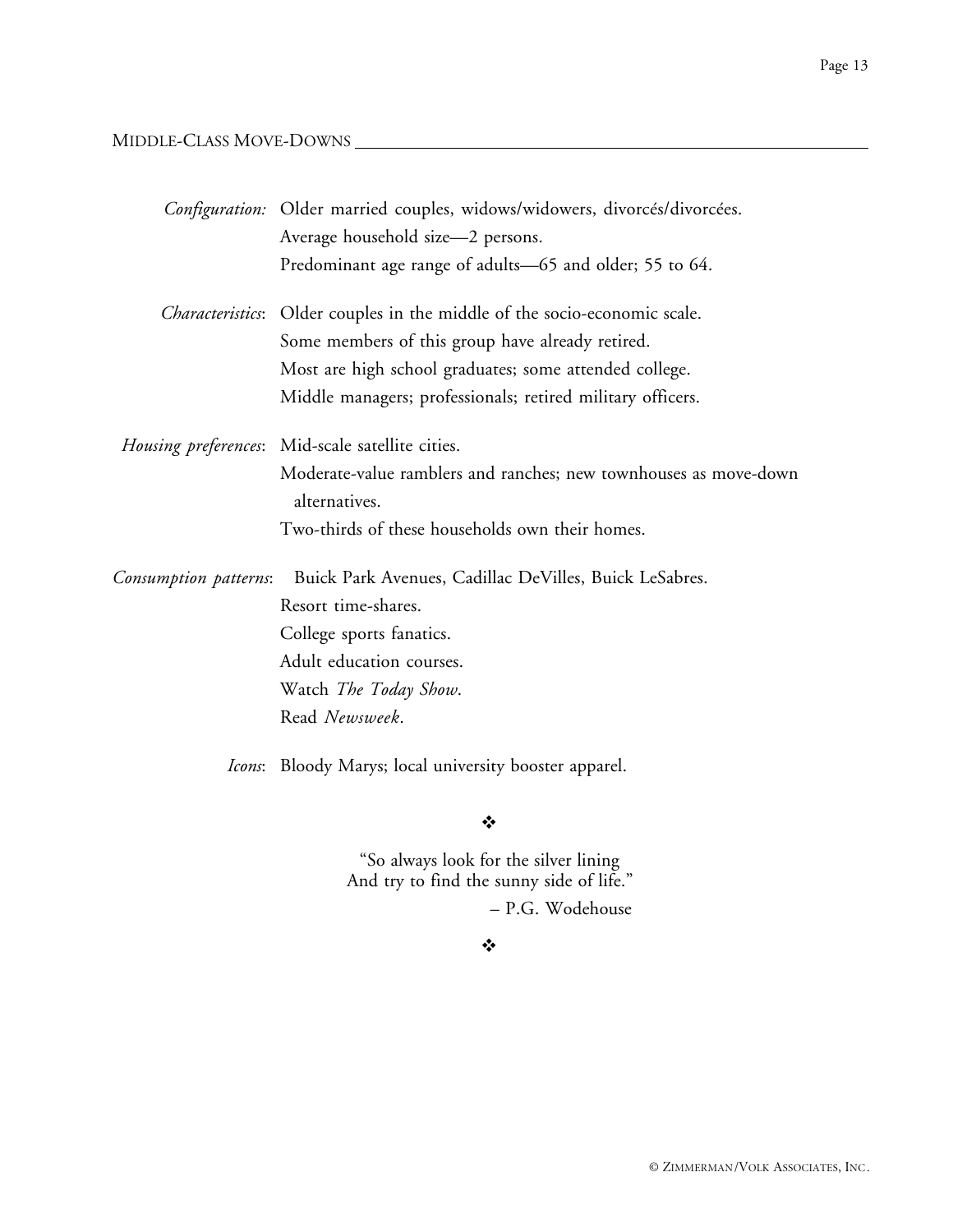## MIDDLE-CLASS MOVE-DOWNS

*Configuration:* Older married couples, widows/widowers, divorcés/divorcées.
Average household size—2 persons.
Predominant age range of adults—65 and older; 55 to 64.

*Characteristics*: Older couples in the middle of the socio-economic scale.
Some members of this group have already retired.
Most are high school graduates; some attended college.
Middle managers; professionals; retired military officers.

*Housing preferences*: Mid-scale satellite cities.
Moderate-value ramblers and ranches; new townhouses as move-down alternatives.
Two-thirds of these households own their homes.

*Consumption patterns*: Buick Park Avenues, Cadillac DeVilles, Buick LeSabres.
Resort time-shares.
College sports fanatics.
Adult education courses.
Watch *The Today Show*.
Read *Newsweek*.

*Icons*: Bloody Marys; local university booster apparel.

❖

"So always look for the silver lining
And try to find the sunny side of life."
– P.G. Wodehouse

❖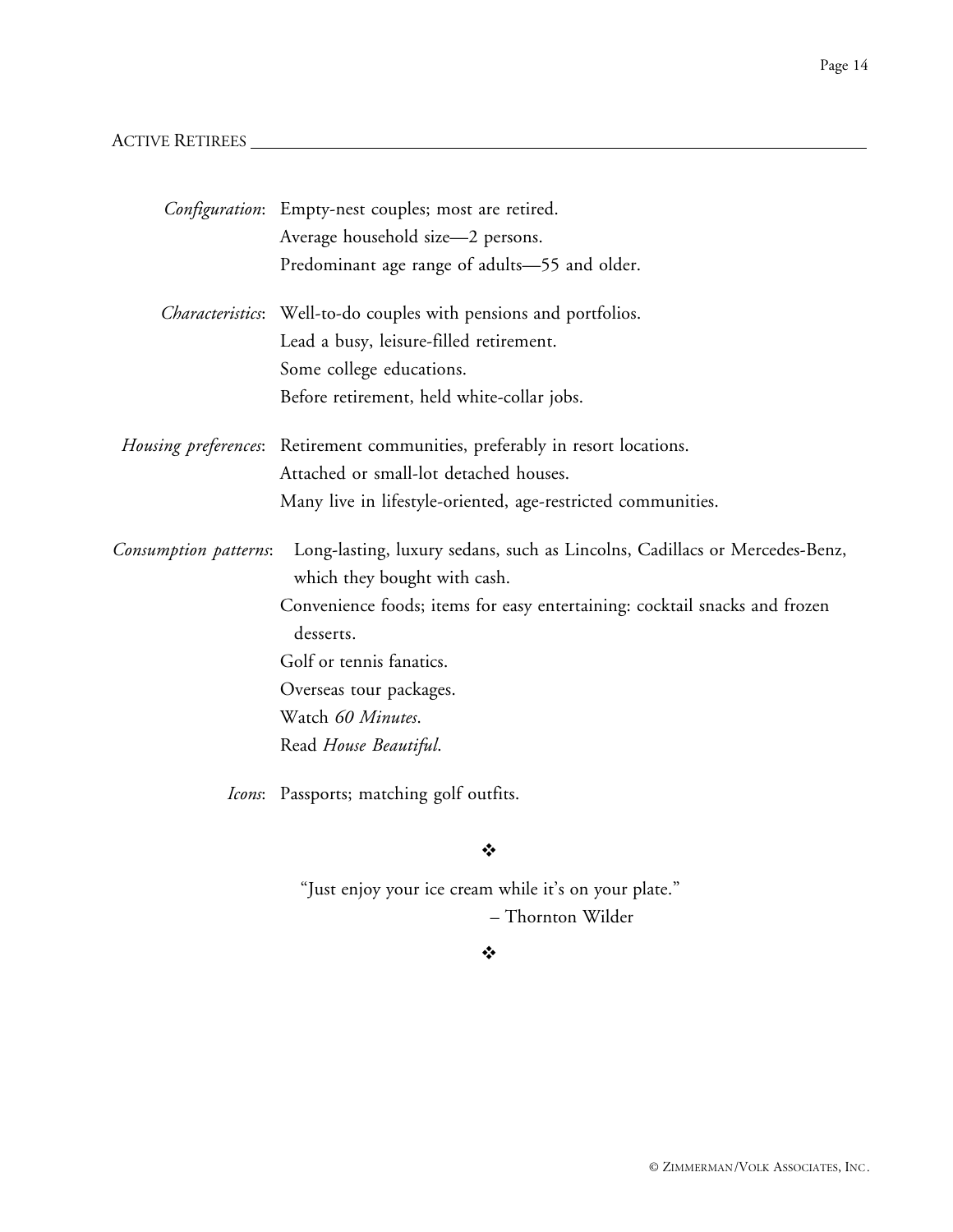## ACTIVE RETIREES

*Configuration*: Empty-nest couples; most are retired.
Average household size—2 persons.
Predominant age range of adults—55 and older.

*Characteristics*: Well-to-do couples with pensions and portfolios.
Lead a busy, leisure-filled retirement.
Some college educations.
Before retirement, held white-collar jobs.

*Housing preferences*: Retirement communities, preferably in resort locations.
Attached or small-lot detached houses.
Many live in lifestyle-oriented, age-restricted communities.

*Consumption patterns*: Long-lasting, luxury sedans, such as Lincolns, Cadillacs or Mercedes-Benz, which they bought with cash.
Convenience foods; items for easy entertaining: cocktail snacks and frozen desserts.
Golf or tennis fanatics.
Overseas tour packages.
Watch *60 Minutes*.
Read *House Beautiful*.

*Icons*: Passports; matching golf outfits.

❖

"Just enjoy your ice cream while it's on your plate."
– Thornton Wilder

❖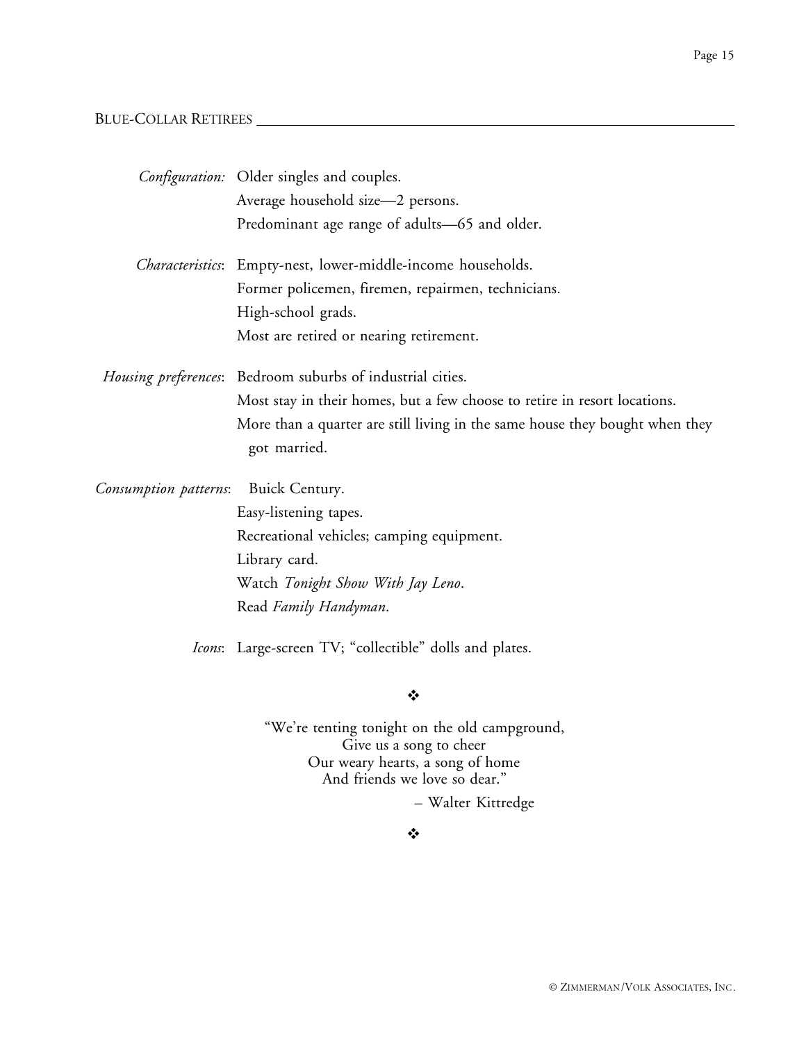## Blue-Collar Retirees

*Configuration:* Older singles and couples.
Average household size—2 persons.
Predominant age range of adults—65 and older.

*Characteristics*: Empty-nest, lower-middle-income households.
Former policemen, firemen, repairmen, technicians.
High-school grads.
Most are retired or nearing retirement.

*Housing preferences*: Bedroom suburbs of industrial cities.
Most stay in their homes, but a few choose to retire in resort locations.
More than a quarter are still living in the same house they bought when they got married.

*Consumption patterns*: Buick Century.
Easy-listening tapes.
Recreational vehicles; camping equipment.
Library card.
Watch *Tonight Show With Jay Leno*.
Read *Family Handyman*.

*Icons*: Large-screen TV; "collectible" dolls and plates.

❖

"We're tenting tonight on the old campground,
Give us a song to cheer
Our weary hearts, a song of home
And friends we love so dear."

– Walter Kittredge

❖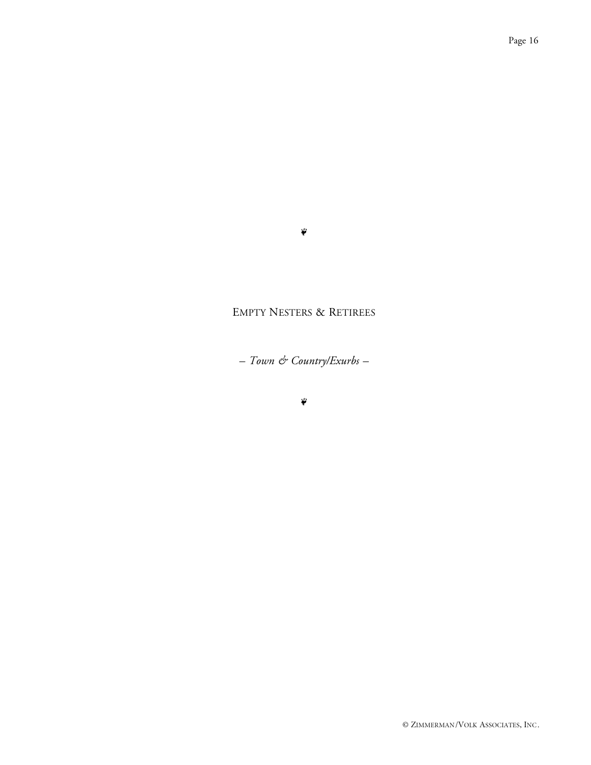❦

# Empty Nesters & Retirees

*– Town & Country/Exurbs –*

❦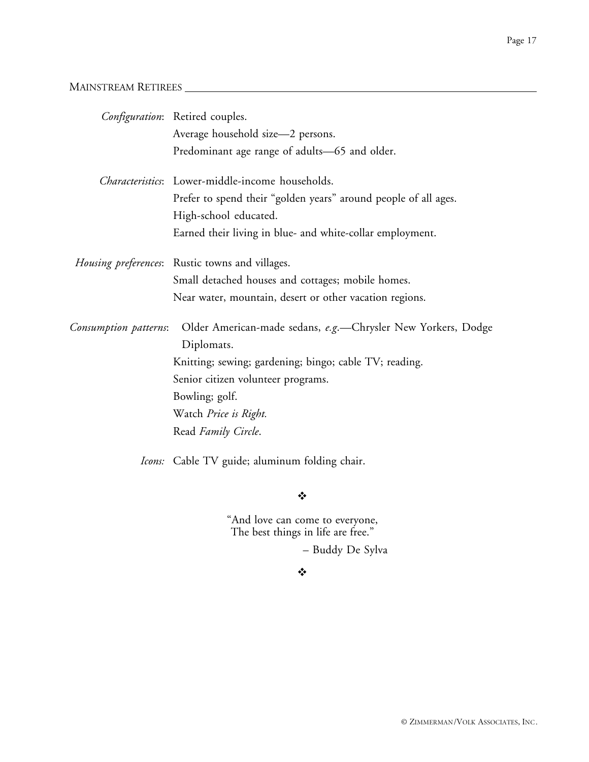## MAINSTREAM RETIREES

*Configuration*: Retired couples.
Average household size—2 persons.
Predominant age range of adults—65 and older.

*Characteristics*: Lower-middle-income households.
Prefer to spend their "golden years" around people of all ages.
High-school educated.
Earned their living in blue- and white-collar employment.

*Housing preferences*: Rustic towns and villages.
Small detached houses and cottages; mobile homes.
Near water, mountain, desert or other vacation regions.

*Consumption patterns*: Older American-made sedans, *e.g.*—Chrysler New Yorkers, Dodge Diplomats.
Knitting; sewing; gardening; bingo; cable TV; reading.
Senior citizen volunteer programs.
Bowling; golf.
Watch *Price is Right.*
Read *Family Circle*.

*Icons:* Cable TV guide; aluminum folding chair.

❖

"And love can come to everyone,
The best things in life are free."

– Buddy De Sylva

❖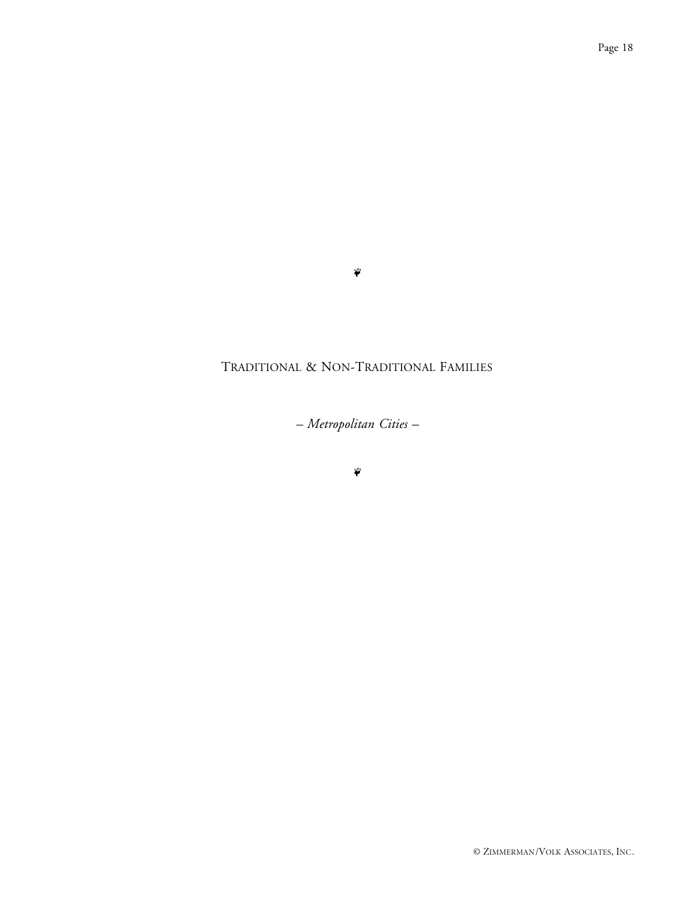❦

# TRADITIONAL & NON-TRADITIONAL FAMILIES

*– Metropolitan Cities –*

❦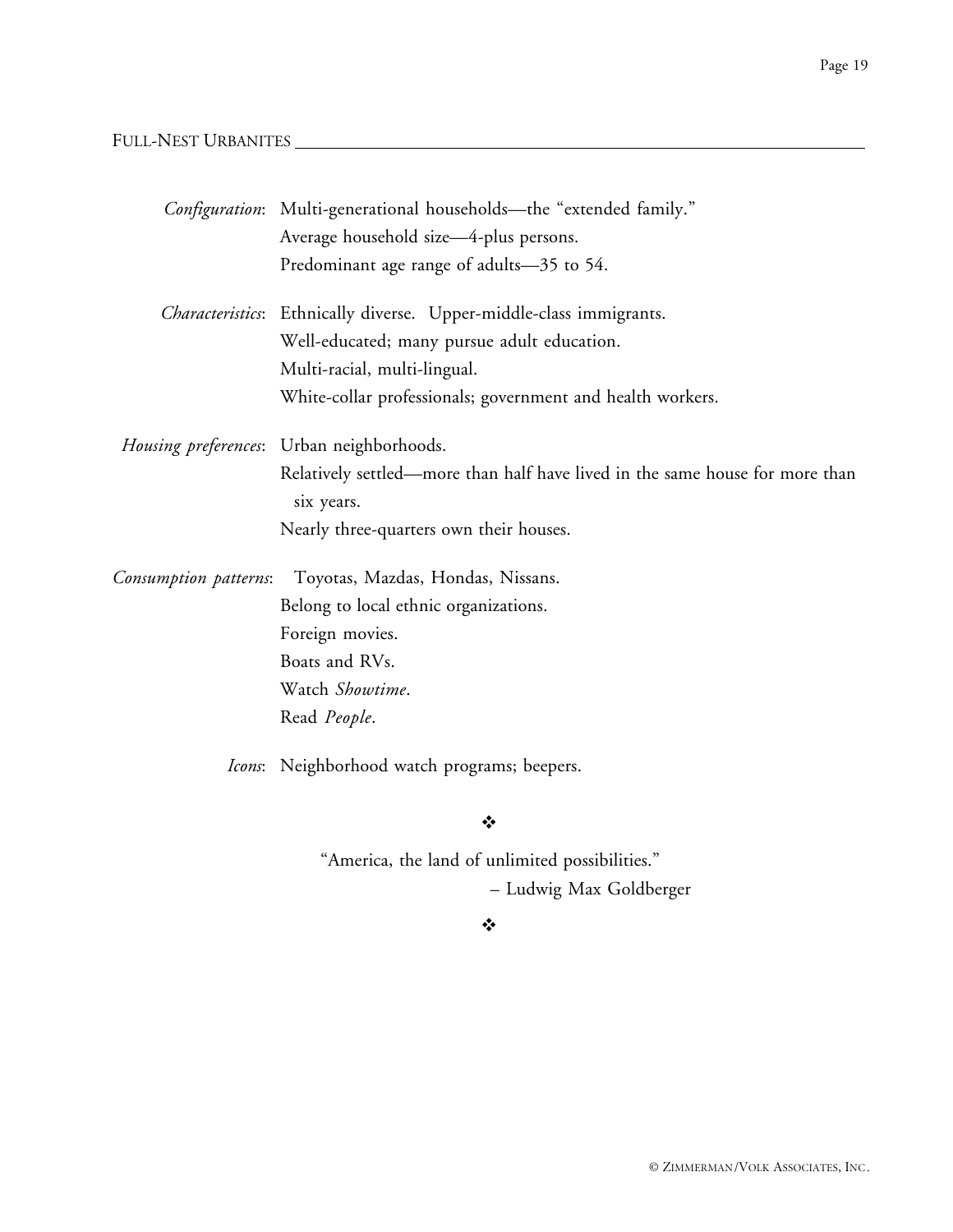## FULL-NEST URBANITES

*Configuration*: Multi-generational households—the "extended family."
Average household size—4-plus persons.
Predominant age range of adults—35 to 54.

*Characteristics*: Ethnically diverse. Upper-middle-class immigrants.
Well-educated; many pursue adult education.
Multi-racial, multi-lingual.
White-collar professionals; government and health workers.

*Housing preferences*: Urban neighborhoods.
Relatively settled—more than half have lived in the same house for more than six years.
Nearly three-quarters own their houses.

*Consumption patterns*: Toyotas, Mazdas, Hondas, Nissans.
Belong to local ethnic organizations.
Foreign movies.
Boats and RVs.
Watch *Showtime*.
Read *People*.

*Icons*: Neighborhood watch programs; beepers.

❖

"America, the land of unlimited possibilities."
– Ludwig Max Goldberger

❖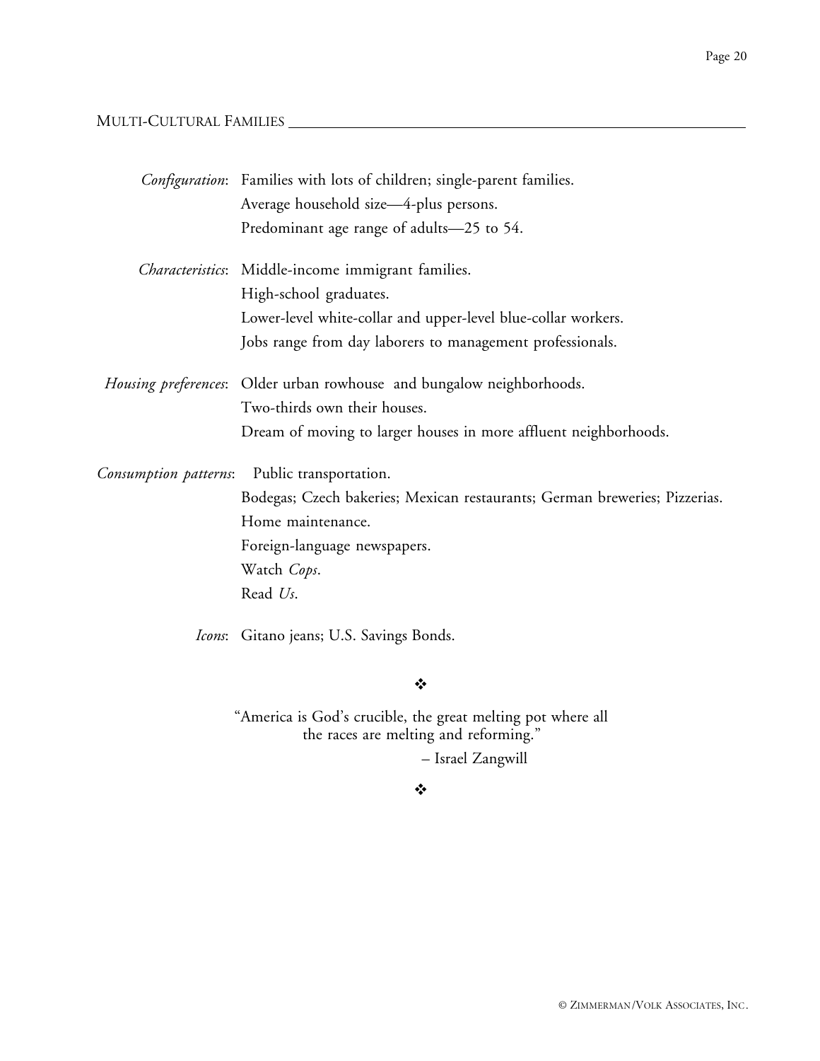## MULTI-CULTURAL FAMILIES

*Configuration*: Families with lots of children; single-parent families.
Average household size—4-plus persons.
Predominant age range of adults—25 to 54.

*Characteristics*: Middle-income immigrant families.
High-school graduates.
Lower-level white-collar and upper-level blue-collar workers.
Jobs range from day laborers to management professionals.

*Housing preferences*: Older urban rowhouse and bungalow neighborhoods.
Two-thirds own their houses.
Dream of moving to larger houses in more affluent neighborhoods.

*Consumption patterns*: Public transportation.
Bodegas; Czech bakeries; Mexican restaurants; German breweries; Pizzerias.
Home maintenance.
Foreign-language newspapers.
Watch *Cops*.
Read *Us*.

*Icons*: Gitano jeans; U.S. Savings Bonds.

❖

"America is God's crucible, the great melting pot where all the races are melting and reforming."

– Israel Zangwill

❖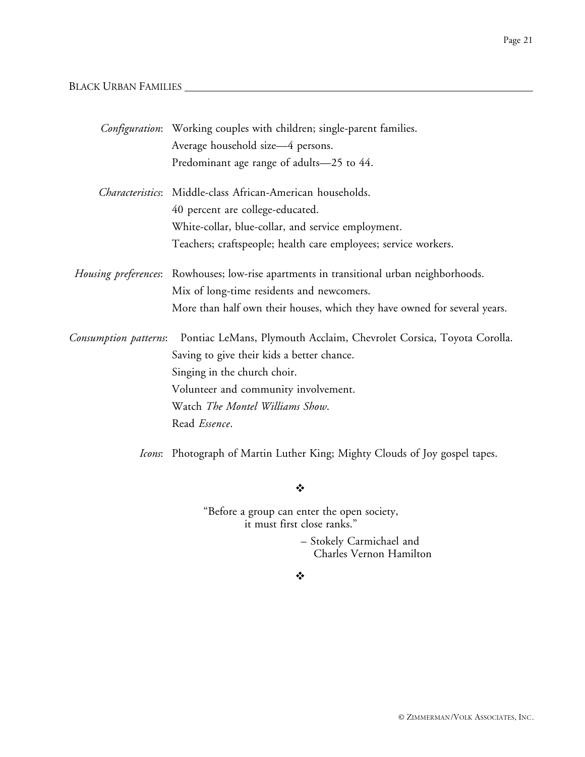## BLACK URBAN FAMILIES

*Configuration*: Working couples with children; single-parent families.
Average household size—4 persons.
Predominant age range of adults—25 to 44.

*Characteristics*: Middle-class African-American households.
40 percent are college-educated.
White-collar, blue-collar, and service employment.
Teachers; craftspeople; health care employees; service workers.

*Housing preferences*: Rowhouses; low-rise apartments in transitional urban neighborhoods.
Mix of long-time residents and newcomers.
More than half own their houses, which they have owned for several years.

*Consumption patterns*: Pontiac LeMans, Plymouth Acclaim, Chevrolet Corsica, Toyota Corolla.
Saving to give their kids a better chance.
Singing in the church choir.
Volunteer and community involvement.
Watch *The Montel Williams Show*.
Read *Essence*.

*Icons*: Photograph of Martin Luther King; Mighty Clouds of Joy gospel tapes.

❖

"Before a group can enter the open society,
it must first close ranks."

– Stokely Carmichael and
Charles Vernon Hamilton

❖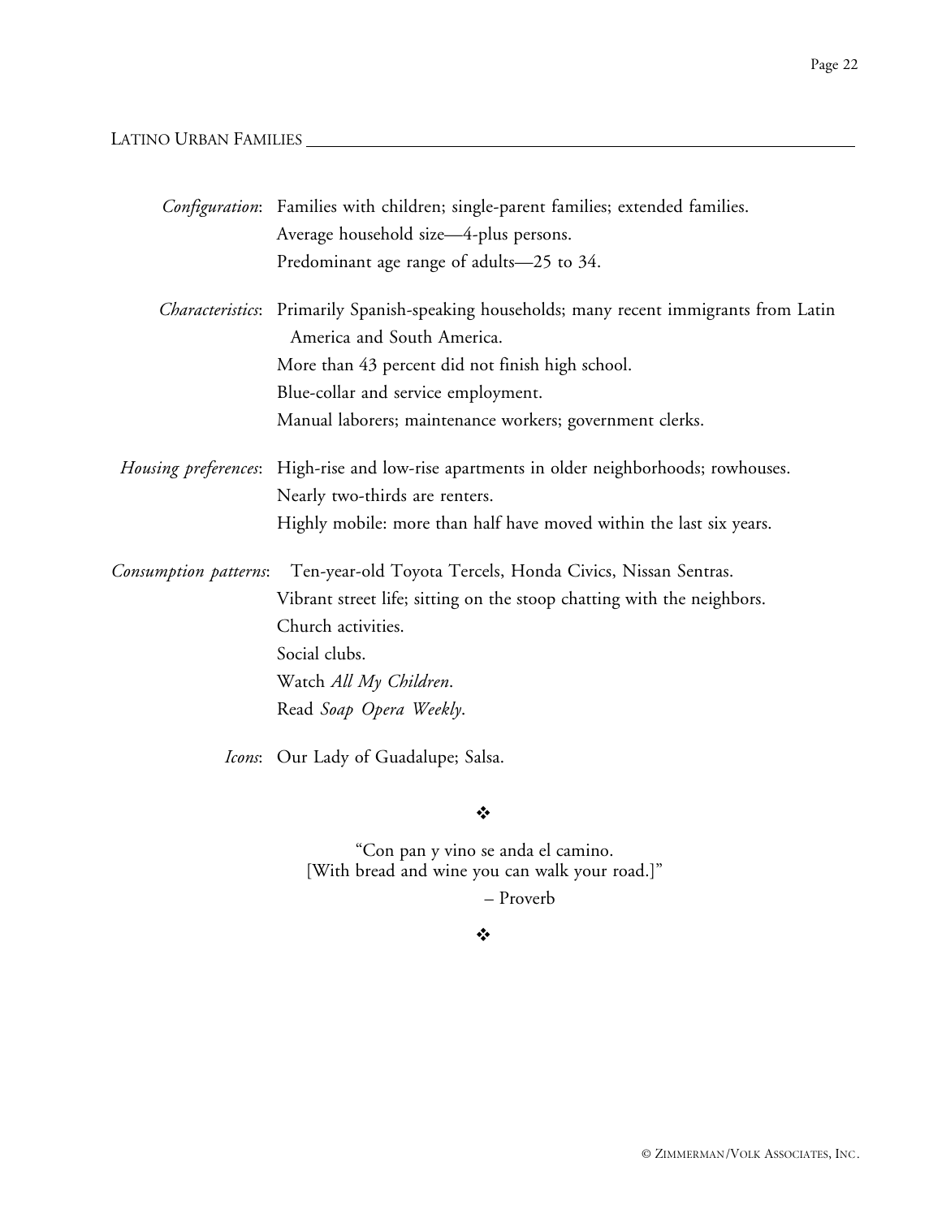## LATINO URBAN FAMILIES

*Configuration*: Families with children; single-parent families; extended families.
Average household size—4-plus persons.
Predominant age range of adults—25 to 34.

*Characteristics*: Primarily Spanish-speaking households; many recent immigrants from Latin America and South America.
More than 43 percent did not finish high school.
Blue-collar and service employment.
Manual laborers; maintenance workers; government clerks.

*Housing preferences*: High-rise and low-rise apartments in older neighborhoods; rowhouses.
Nearly two-thirds are renters.
Highly mobile: more than half have moved within the last six years.

*Consumption patterns*: Ten-year-old Toyota Tercels, Honda Civics, Nissan Sentras.
Vibrant street life; sitting on the stoop chatting with the neighbors.
Church activities.
Social clubs.
Watch *All My Children*.
Read *Soap Opera Weekly*.

*Icons*: Our Lady of Guadalupe; Salsa.

❖

"Con pan y vino se anda el camino.
[With bread and wine you can walk your road.]"

– Proverb

❖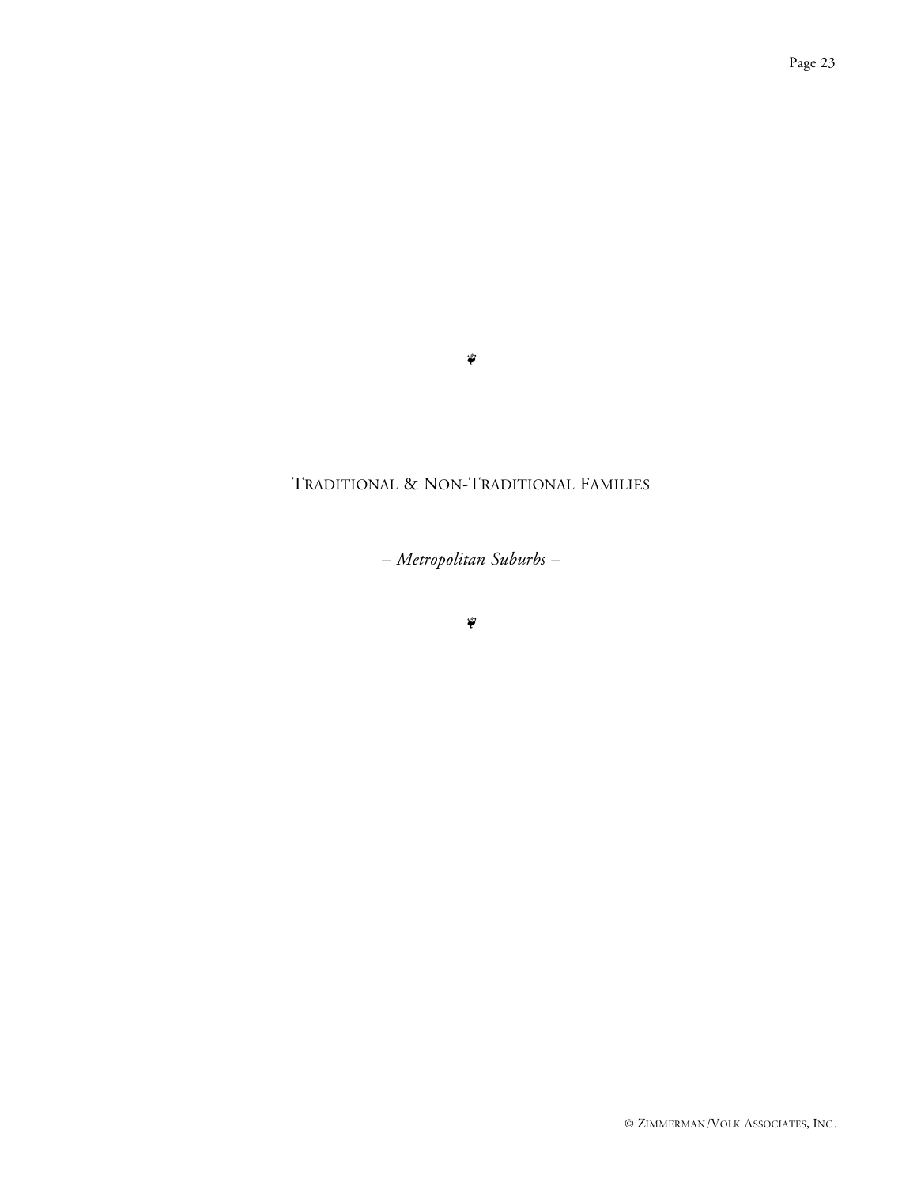❦

# Traditional & Non-Traditional Families

*– Metropolitan Suburbs –*

❦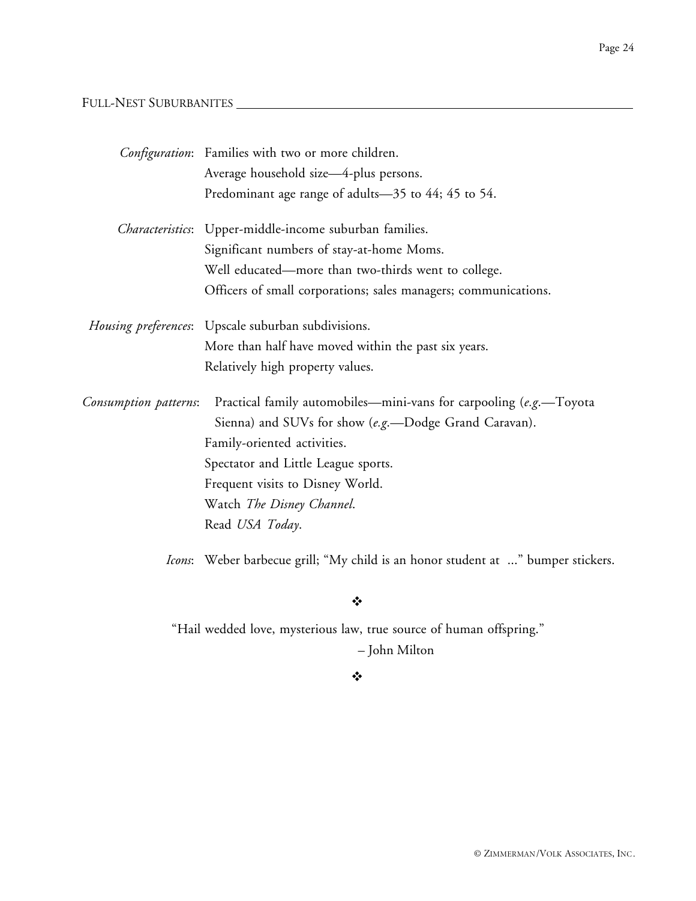## FULL-NEST SUBURBANITES

*Configuration*: Families with two or more children.
Average household size—4-plus persons.
Predominant age range of adults—35 to 44; 45 to 54.

*Characteristics*: Upper-middle-income suburban families.
Significant numbers of stay-at-home Moms.
Well educated—more than two-thirds went to college.
Officers of small corporations; sales managers; communications.

*Housing preferences*: Upscale suburban subdivisions.
More than half have moved within the past six years.
Relatively high property values.

*Consumption patterns*: Practical family automobiles—mini-vans for carpooling (*e.g.*—Toyota Sienna) and SUVs for show (*e.g.*—Dodge Grand Caravan).
Family-oriented activities.
Spectator and Little League sports.
Frequent visits to Disney World.
Watch *The Disney Channel*.
Read *USA Today*.

*Icons*: Weber barbecue grill; "My child is an honor student at ..." bumper stickers.

❖

"Hail wedded love, mysterious law, true source of human offspring."

– John Milton

❖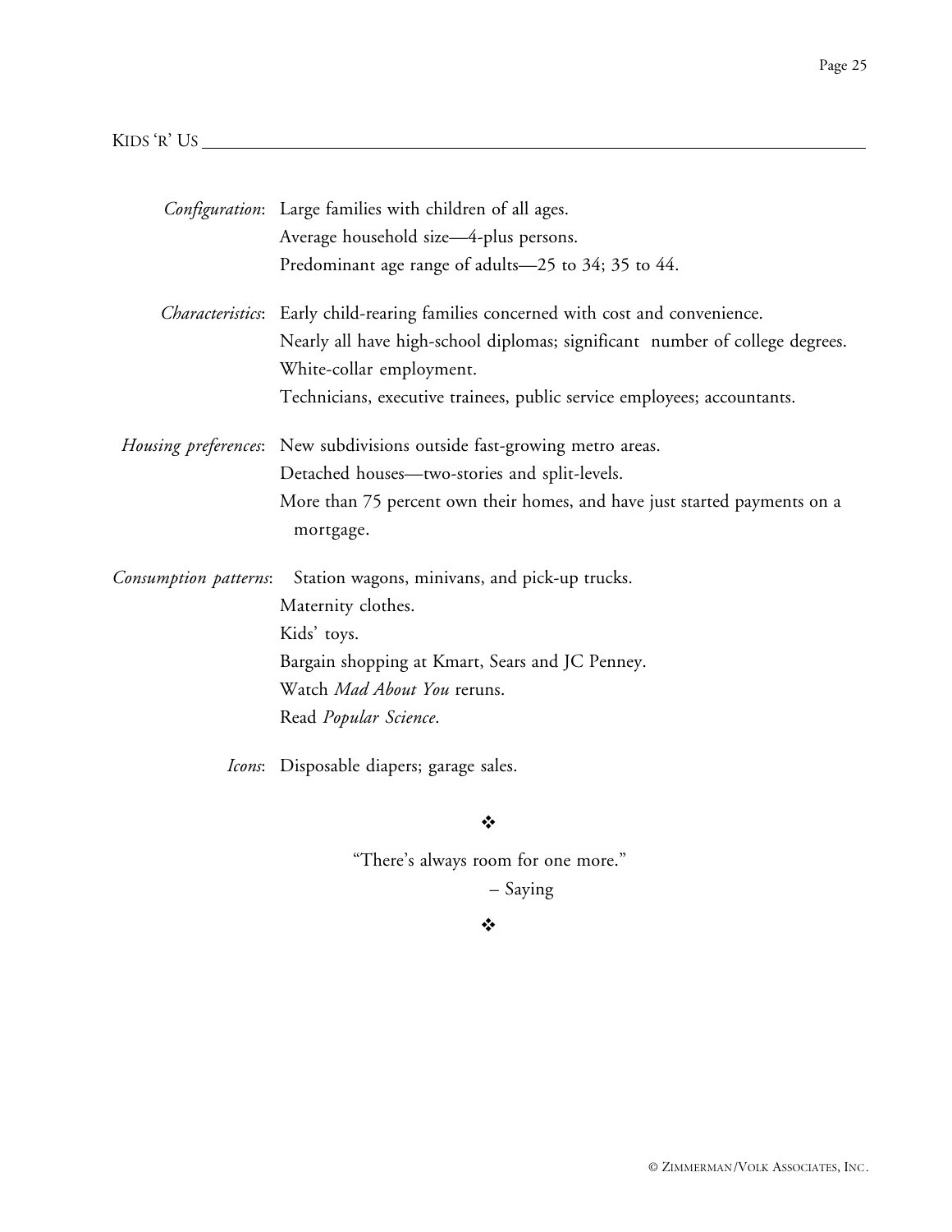## KIDS 'R' US

*Configuration*: Large families with children of all ages.
Average household size—4-plus persons.
Predominant age range of adults—25 to 34; 35 to 44.

*Characteristics*: Early child-rearing families concerned with cost and convenience.
Nearly all have high-school diplomas; significant number of college degrees.
White-collar employment.
Technicians, executive trainees, public service employees; accountants.

*Housing preferences*: New subdivisions outside fast-growing metro areas.
Detached houses—two-stories and split-levels.
More than 75 percent own their homes, and have just started payments on a mortgage.

*Consumption patterns*: Station wagons, minivans, and pick-up trucks.
Maternity clothes.
Kids' toys.
Bargain shopping at Kmart, Sears and JC Penney.
Watch *Mad About You* reruns.
Read *Popular Science*.

*Icons*: Disposable diapers; garage sales.

❖

"There's always room for one more."

– Saying

❖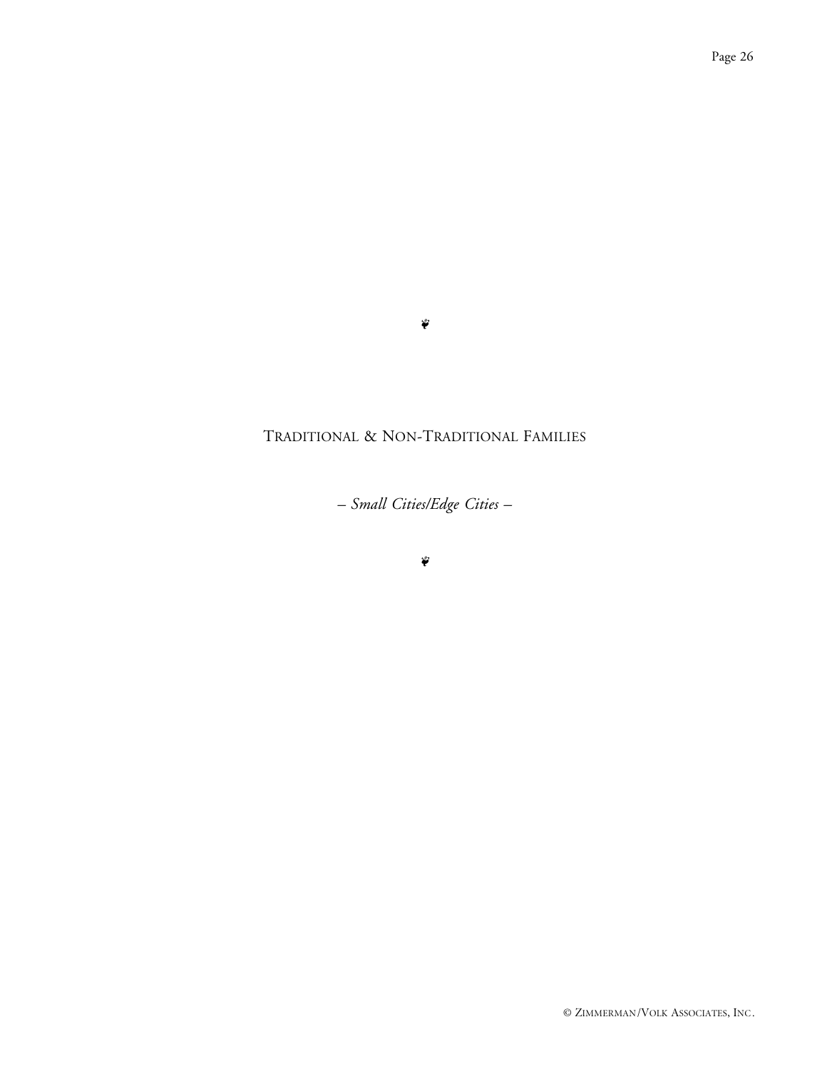❦

# Traditional & Non-Traditional Families

*– Small Cities/Edge Cities –*

❦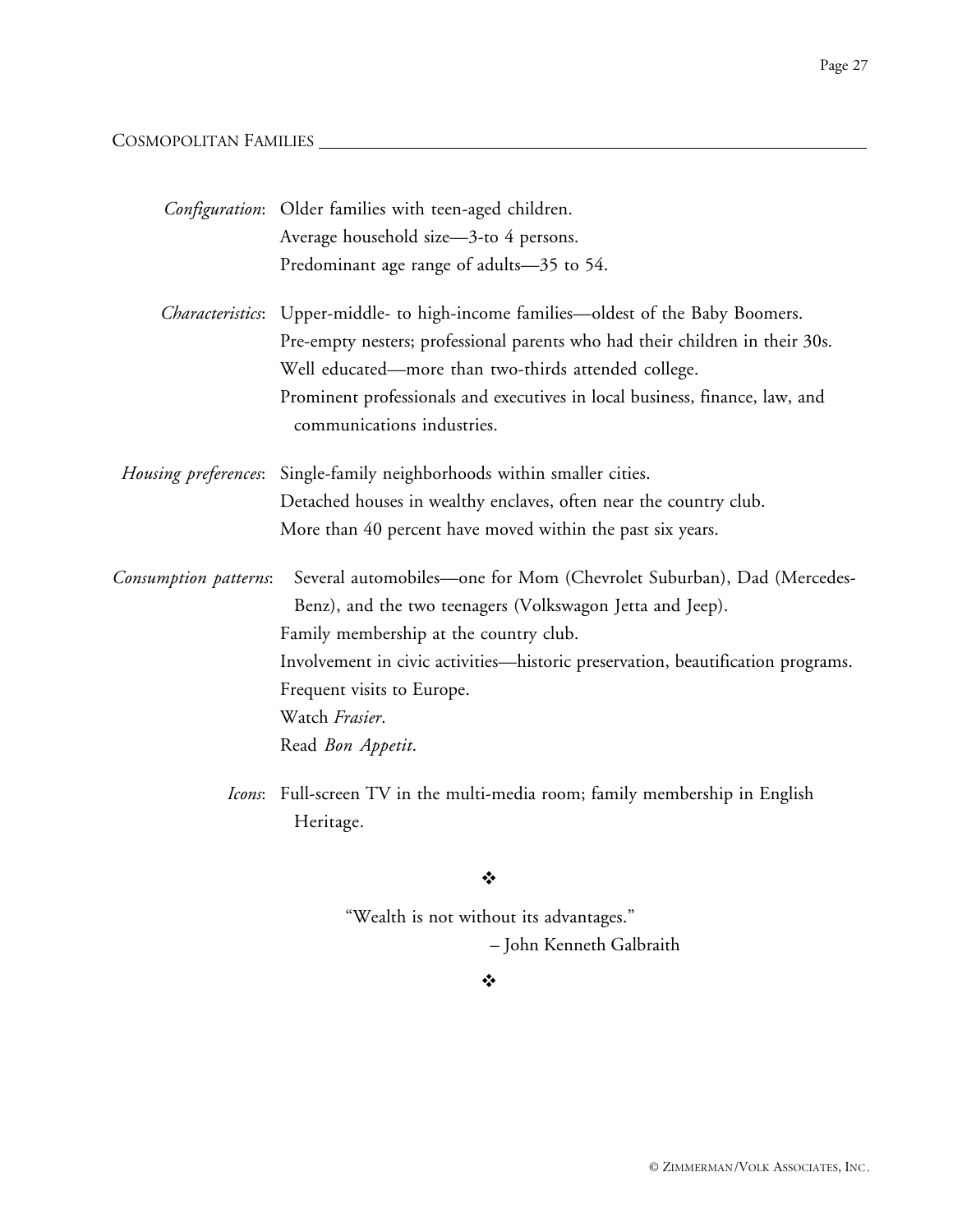## COSMOPOLITAN FAMILIES

*Configuration*: Older families with teen-aged children.
Average household size—3-to 4 persons.
Predominant age range of adults—35 to 54.

*Characteristics*: Upper-middle- to high-income families—oldest of the Baby Boomers.
Pre-empty nesters; professional parents who had their children in their 30s.
Well educated—more than two-thirds attended college.
Prominent professionals and executives in local business, finance, law, and communications industries.

*Housing preferences*: Single-family neighborhoods within smaller cities.
Detached houses in wealthy enclaves, often near the country club.
More than 40 percent have moved within the past six years.

*Consumption patterns*: Several automobiles—one for Mom (Chevrolet Suburban), Dad (Mercedes-Benz), and the two teenagers (Volkswagon Jetta and Jeep).
Family membership at the country club.
Involvement in civic activities—historic preservation, beautification programs.
Frequent visits to Europe.
Watch *Frasier*.
Read *Bon Appetit*.

*Icons*: Full-screen TV in the multi-media room; family membership in English Heritage.

❖

"Wealth is not without its advantages."
– John Kenneth Galbraith

❖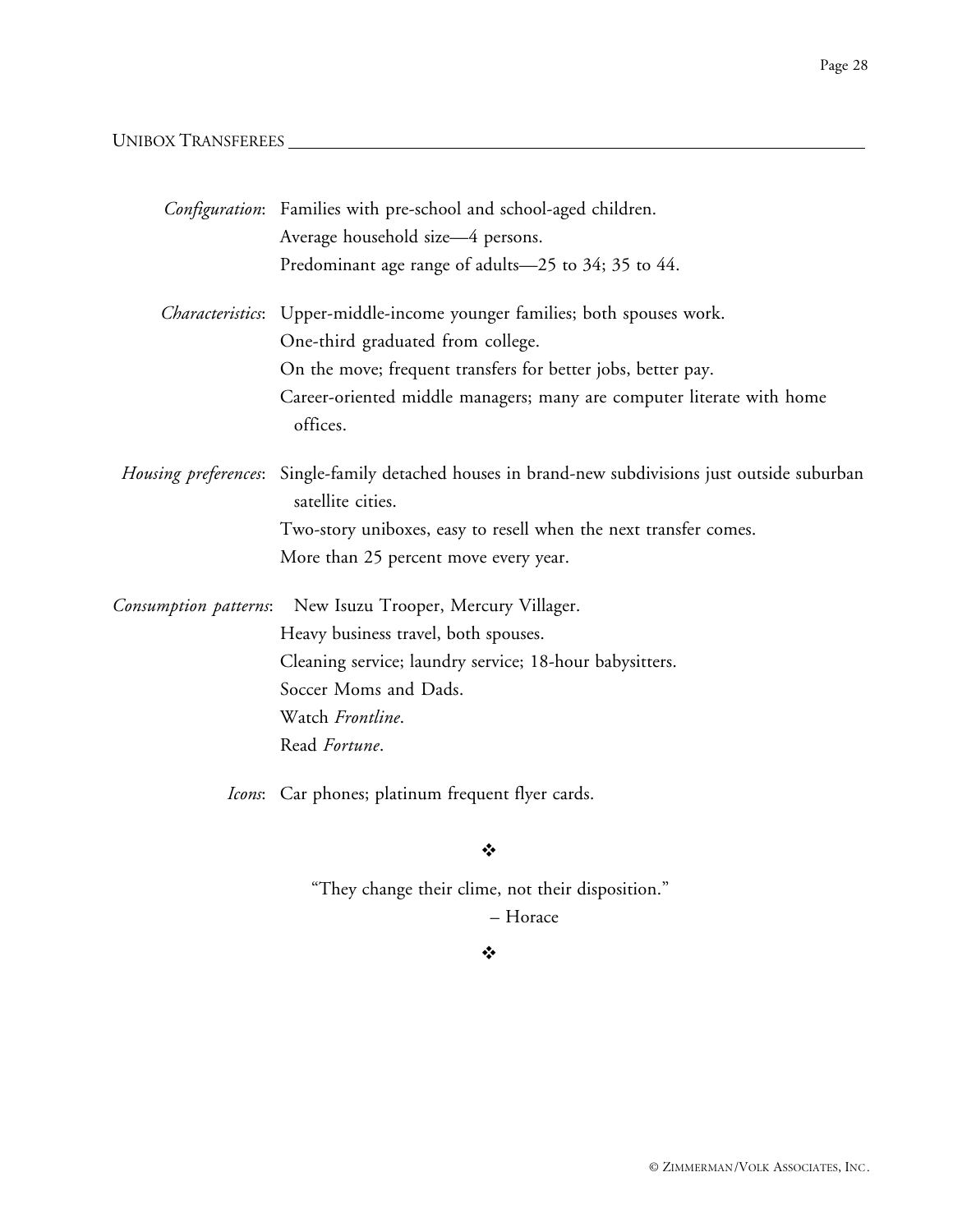## UNIBOX TRANSFEREES

*Configuration*: Families with pre-school and school-aged children.
Average household size—4 persons.
Predominant age range of adults—25 to 34; 35 to 44.

*Characteristics*: Upper-middle-income younger families; both spouses work.
One-third graduated from college.
On the move; frequent transfers for better jobs, better pay.
Career-oriented middle managers; many are computer literate with home offices.

*Housing preferences*: Single-family detached houses in brand-new subdivisions just outside suburban satellite cities.
Two-story uniboxes, easy to resell when the next transfer comes.
More than 25 percent move every year.

*Consumption patterns*: New Isuzu Trooper, Mercury Villager.
Heavy business travel, both spouses.
Cleaning service; laundry service; 18-hour babysitters.
Soccer Moms and Dads.
Watch *Frontline*.
Read *Fortune*.

*Icons*: Car phones; platinum frequent flyer cards.

❖

"They change their clime, not their disposition."
– Horace

❖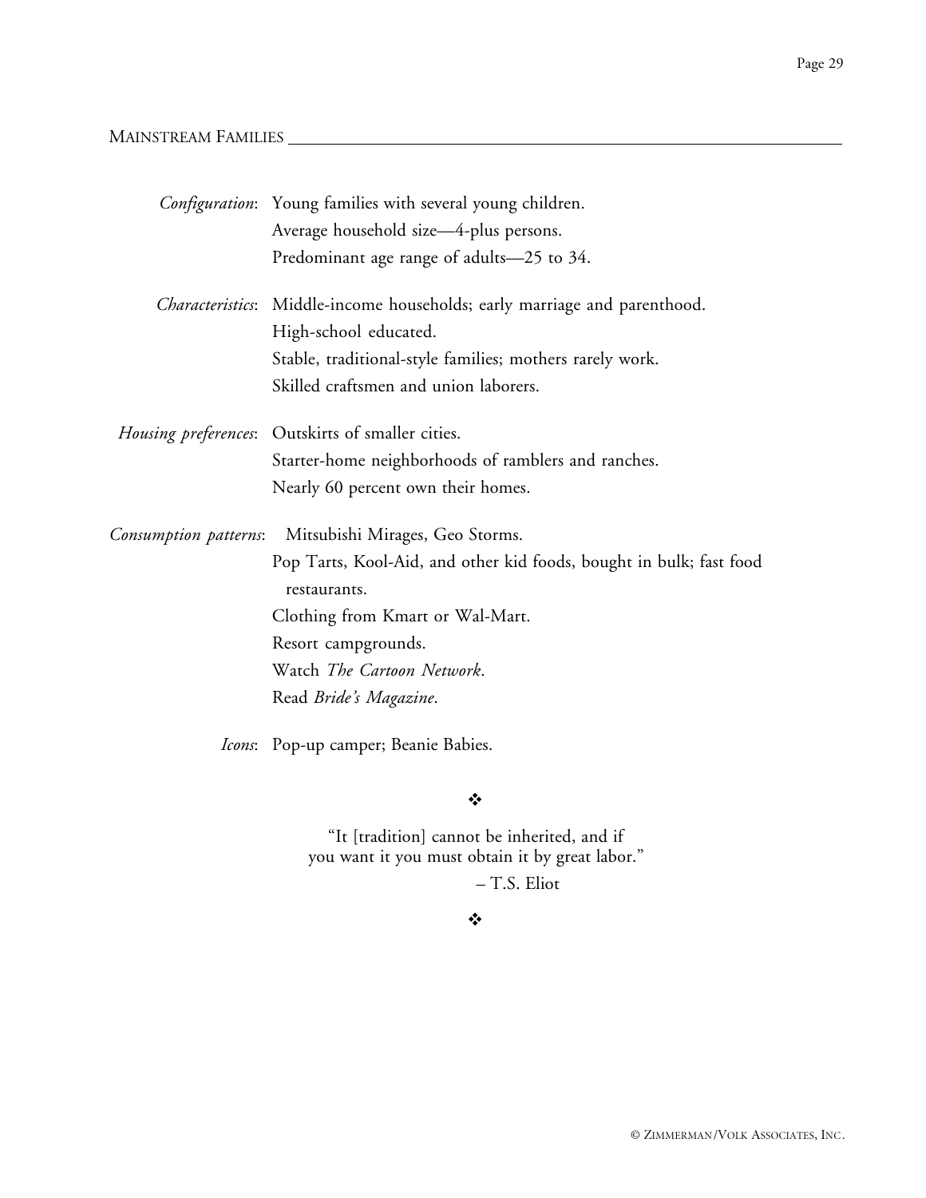## MAINSTREAM FAMILIES

*Configuration*: Young families with several young children.
Average household size—4-plus persons.
Predominant age range of adults—25 to 34.

*Characteristics*: Middle-income households; early marriage and parenthood.
High-school educated.
Stable, traditional-style families; mothers rarely work.
Skilled craftsmen and union laborers.

*Housing preferences*: Outskirts of smaller cities.
Starter-home neighborhoods of ramblers and ranches.
Nearly 60 percent own their homes.

*Consumption patterns*: Mitsubishi Mirages, Geo Storms.
Pop Tarts, Kool-Aid, and other kid foods, bought in bulk; fast food restaurants.
Clothing from Kmart or Wal-Mart.
Resort campgrounds.
Watch *The Cartoon Network*.
Read *Bride's Magazine*.

*Icons*: Pop-up camper; Beanie Babies.

❖

"It [tradition] cannot be inherited, and if you want it you must obtain it by great labor."

– T.S. Eliot

❖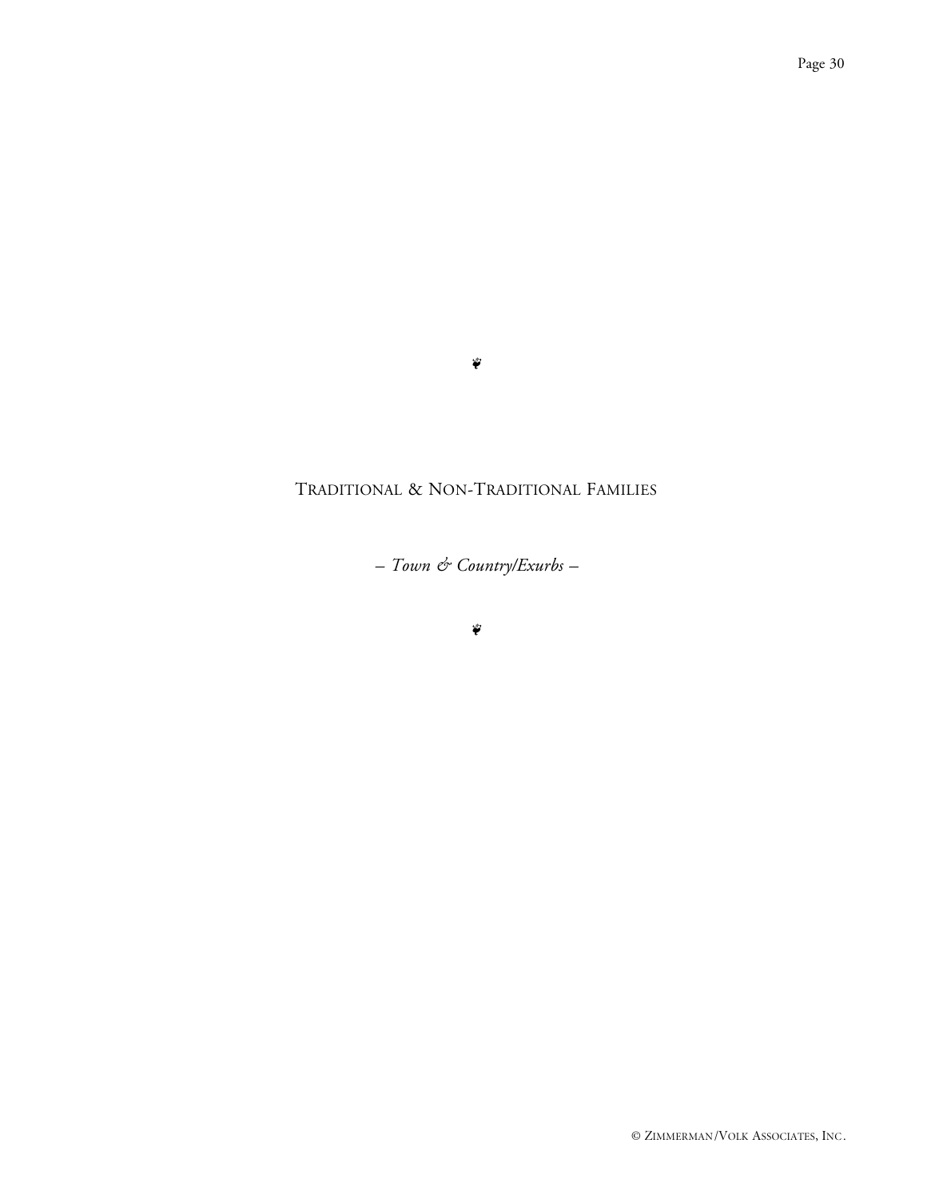❦

## TRADITIONAL & NON-TRADITIONAL FAMILIES

*– Town & Country/Exurbs –*

❦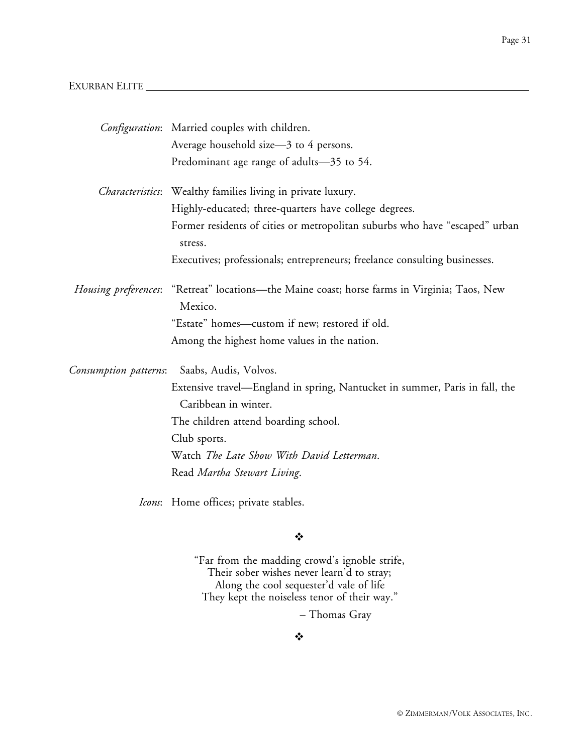## EXURBAN ELITE

*Configuration*: Married couples with children.
Average household size—3 to 4 persons.
Predominant age range of adults—35 to 54.

*Characteristics*: Wealthy families living in private luxury.
Highly-educated; three-quarters have college degrees.
Former residents of cities or metropolitan suburbs who have "escaped" urban stress.
Executives; professionals; entrepreneurs; freelance consulting businesses.

*Housing preferences*: "Retreat" locations—the Maine coast; horse farms in Virginia; Taos, New Mexico.
"Estate" homes—custom if new; restored if old.
Among the highest home values in the nation.

*Consumption patterns*: Saabs, Audis, Volvos.
Extensive travel—England in spring, Nantucket in summer, Paris in fall, the Caribbean in winter.
The children attend boarding school.
Club sports.
Watch *The Late Show With David Letterman*.
Read *Martha Stewart Living*.

*Icons*: Home offices; private stables.

❖

"Far from the madding crowd's ignoble strife,
Their sober wishes never learn'd to stray;
Along the cool sequester'd vale of life
They kept the noiseless tenor of their way."

– Thomas Gray

❖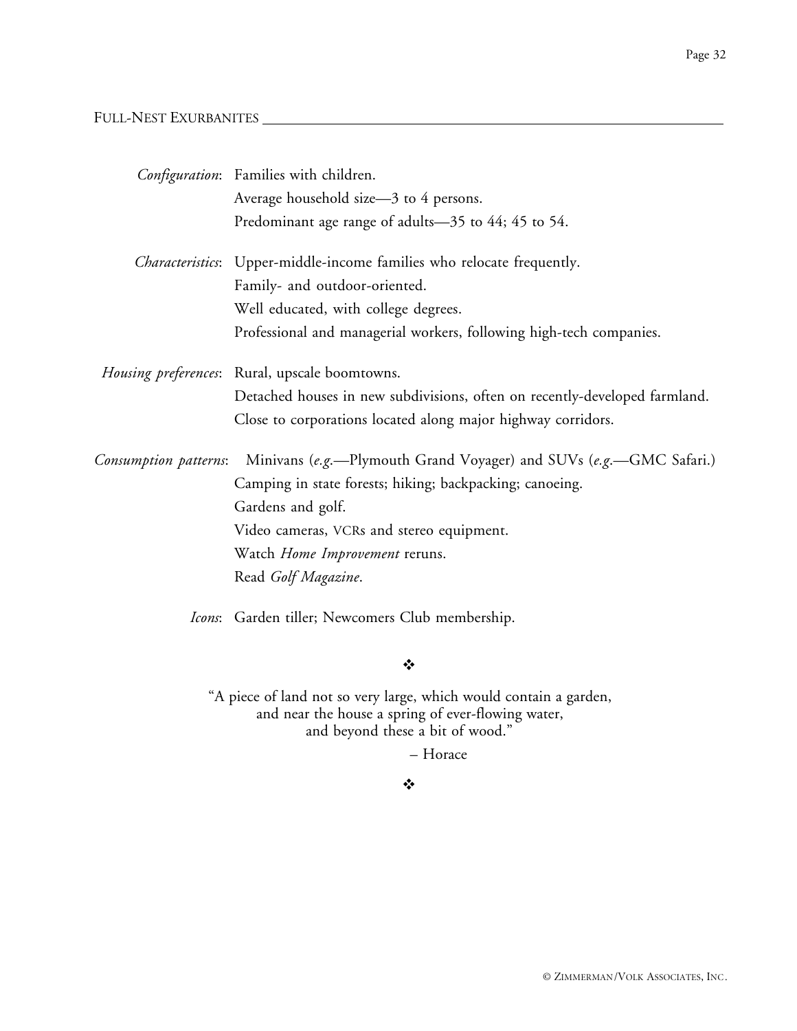## Full-Nest Exurbanites

*Configuration*: Families with children.
Average household size—3 to 4 persons.
Predominant age range of adults—35 to 44; 45 to 54.

*Characteristics*: Upper-middle-income families who relocate frequently.
Family- and outdoor-oriented.
Well educated, with college degrees.
Professional and managerial workers, following high-tech companies.

*Housing preferences*: Rural, upscale boomtowns.
Detached houses in new subdivisions, often on recently-developed farmland.
Close to corporations located along major highway corridors.

*Consumption patterns*: Minivans (*e.g.*—Plymouth Grand Voyager) and SUVs (*e.g.*—GMC Safari.)
Camping in state forests; hiking; backpacking; canoeing.
Gardens and golf.
Video cameras, VCRs and stereo equipment.
Watch *Home Improvement* reruns.
Read *Golf Magazine*.

*Icons*: Garden tiller; Newcomers Club membership.

❖

"A piece of land not so very large, which would contain a garden,
and near the house a spring of ever-flowing water,
and beyond these a bit of wood."

– Horace

❖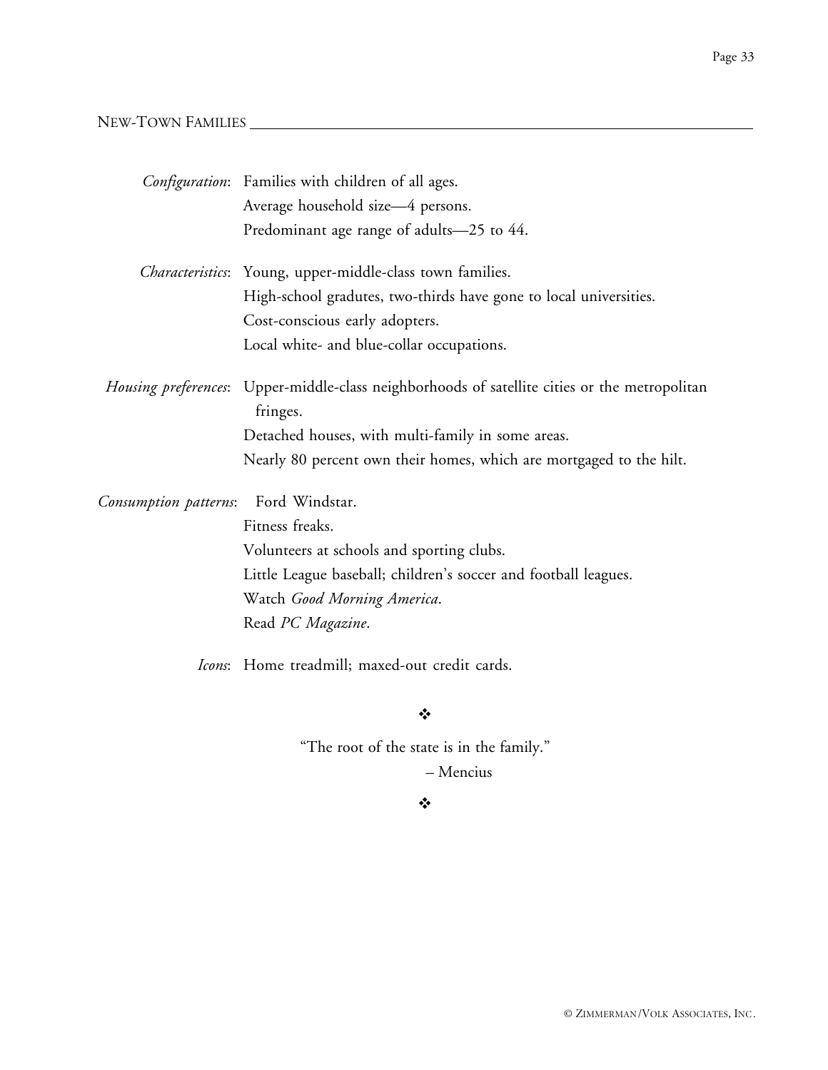## NEW-TOWN FAMILIES

*Configuration*: Families with children of all ages.
Average household size—4 persons.
Predominant age range of adults—25 to 44.

*Characteristics*: Young, upper-middle-class town families.
High-school gradutes, two-thirds have gone to local universities.
Cost-conscious early adopters.
Local white- and blue-collar occupations.

*Housing preferences*: Upper-middle-class neighborhoods of satellite cities or the metropolitan fringes.
Detached houses, with multi-family in some areas.
Nearly 80 percent own their homes, which are mortgaged to the hilt.

*Consumption patterns*: Ford Windstar.
Fitness freaks.
Volunteers at schools and sporting clubs.
Little League baseball; children's soccer and football leagues.
Watch *Good Morning America*.
Read *PC Magazine*.

*Icons*: Home treadmill; maxed-out credit cards.

❖

"The root of the state is in the family."

– Mencius

❖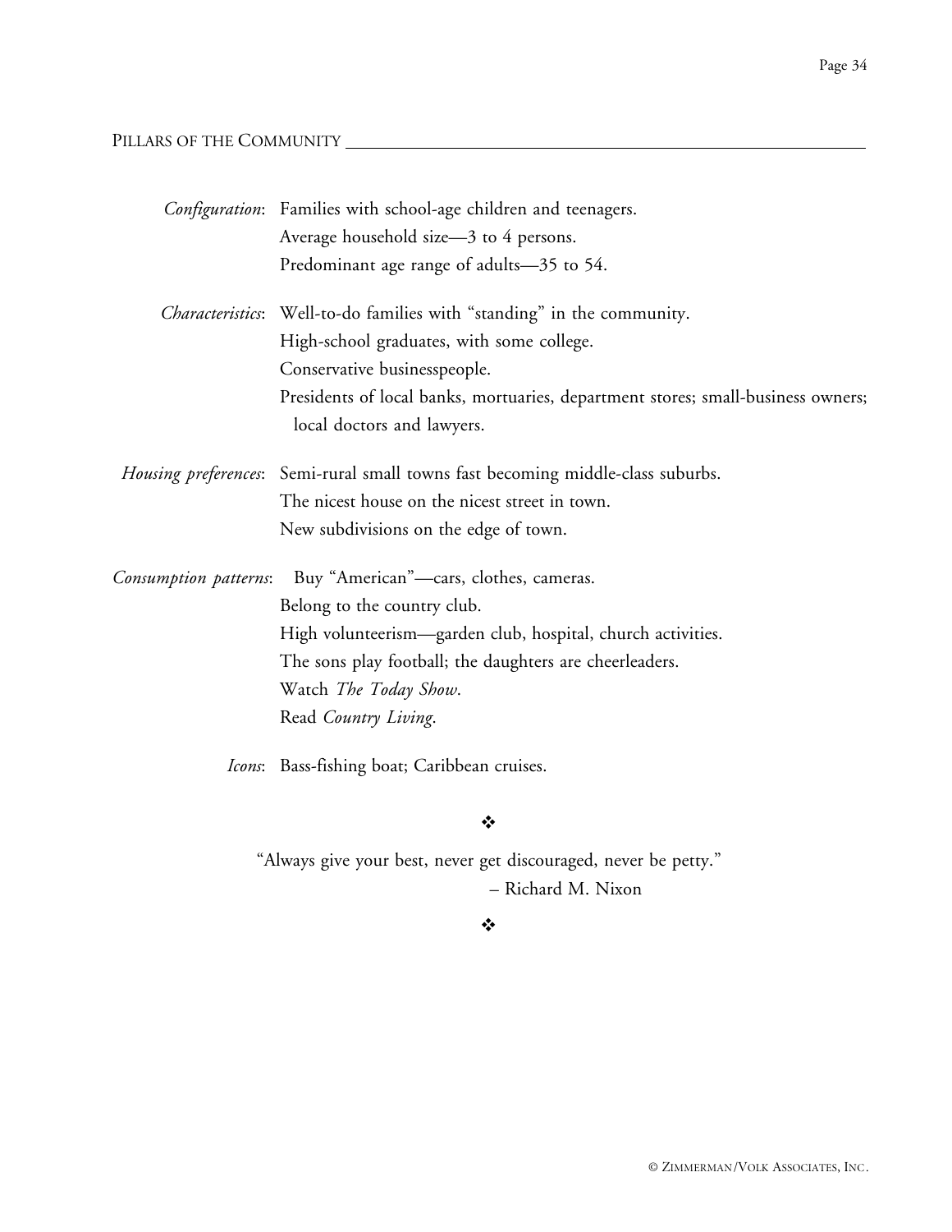## PILLARS OF THE COMMUNITY

*Configuration*: Families with school-age children and teenagers.
Average household size—3 to 4 persons.
Predominant age range of adults—35 to 54.

*Characteristics*: Well-to-do families with "standing" in the community.
High-school graduates, with some college.
Conservative businesspeople.
Presidents of local banks, mortuaries, department stores; small-business owners; local doctors and lawyers.

*Housing preferences*: Semi-rural small towns fast becoming middle-class suburbs.
The nicest house on the nicest street in town.
New subdivisions on the edge of town.

*Consumption patterns*: Buy "American"—cars, clothes, cameras.
Belong to the country club.
High volunteerism—garden club, hospital, church activities.
The sons play football; the daughters are cheerleaders.
Watch *The Today Show*.
Read *Country Living*.

*Icons*: Bass-fishing boat; Caribbean cruises.

❖

"Always give your best, never get discouraged, never be petty."
– Richard M. Nixon

❖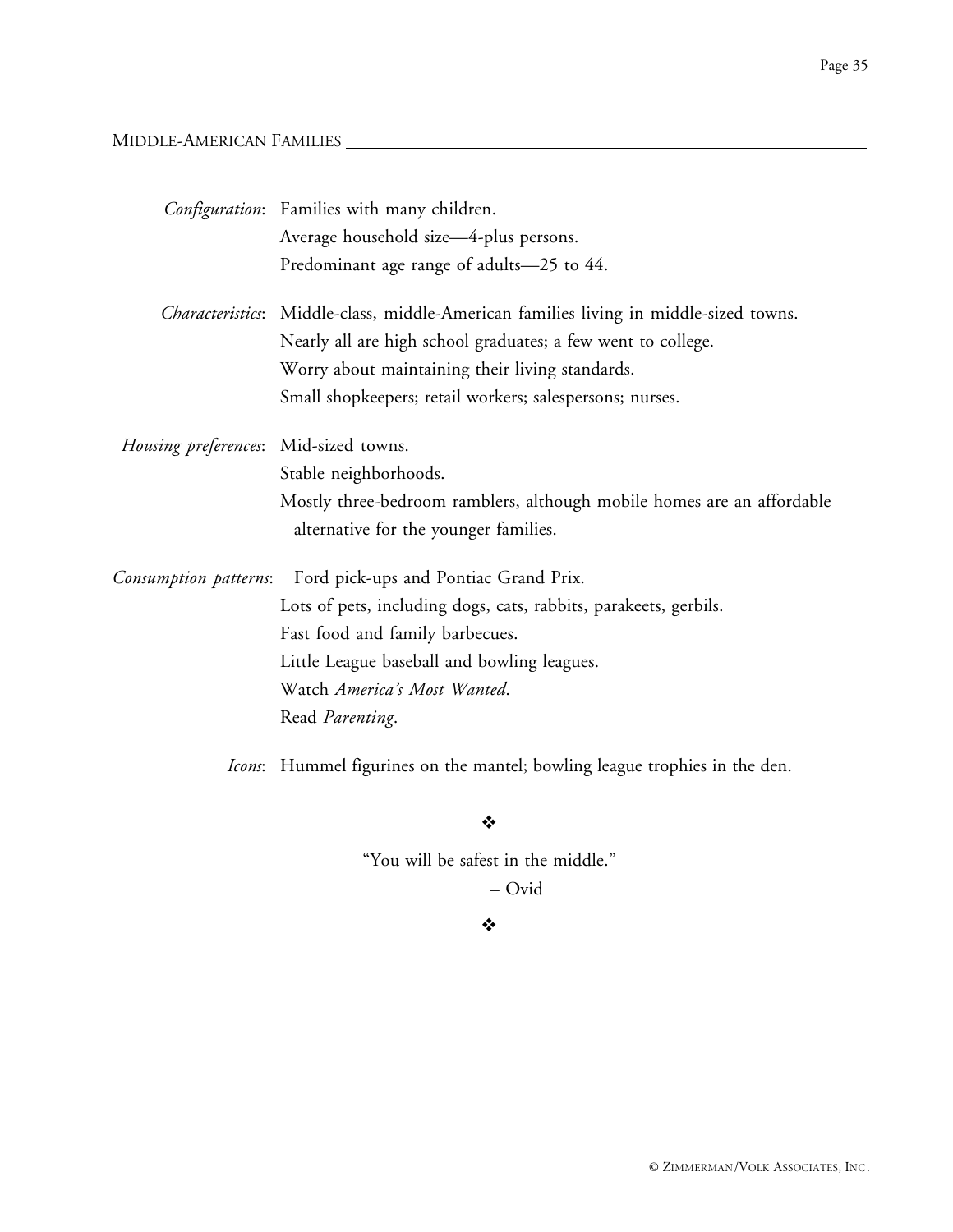## MIDDLE-AMERICAN FAMILIES

*Configuration*: Families with many children.
Average household size—4-plus persons.
Predominant age range of adults—25 to 44.

*Characteristics*: Middle-class, middle-American families living in middle-sized towns.
Nearly all are high school graduates; a few went to college.
Worry about maintaining their living standards.
Small shopkeepers; retail workers; salespersons; nurses.

*Housing preferences*: Mid-sized towns.
Stable neighborhoods.
Mostly three-bedroom ramblers, although mobile homes are an affordable alternative for the younger families.

*Consumption patterns*: Ford pick-ups and Pontiac Grand Prix.
Lots of pets, including dogs, cats, rabbits, parakeets, gerbils.
Fast food and family barbecues.
Little League baseball and bowling leagues.
Watch *America's Most Wanted*.
Read *Parenting*.

*Icons*: Hummel figurines on the mantel; bowling league trophies in the den.

❖

"You will be safest in the middle."

– Ovid

❖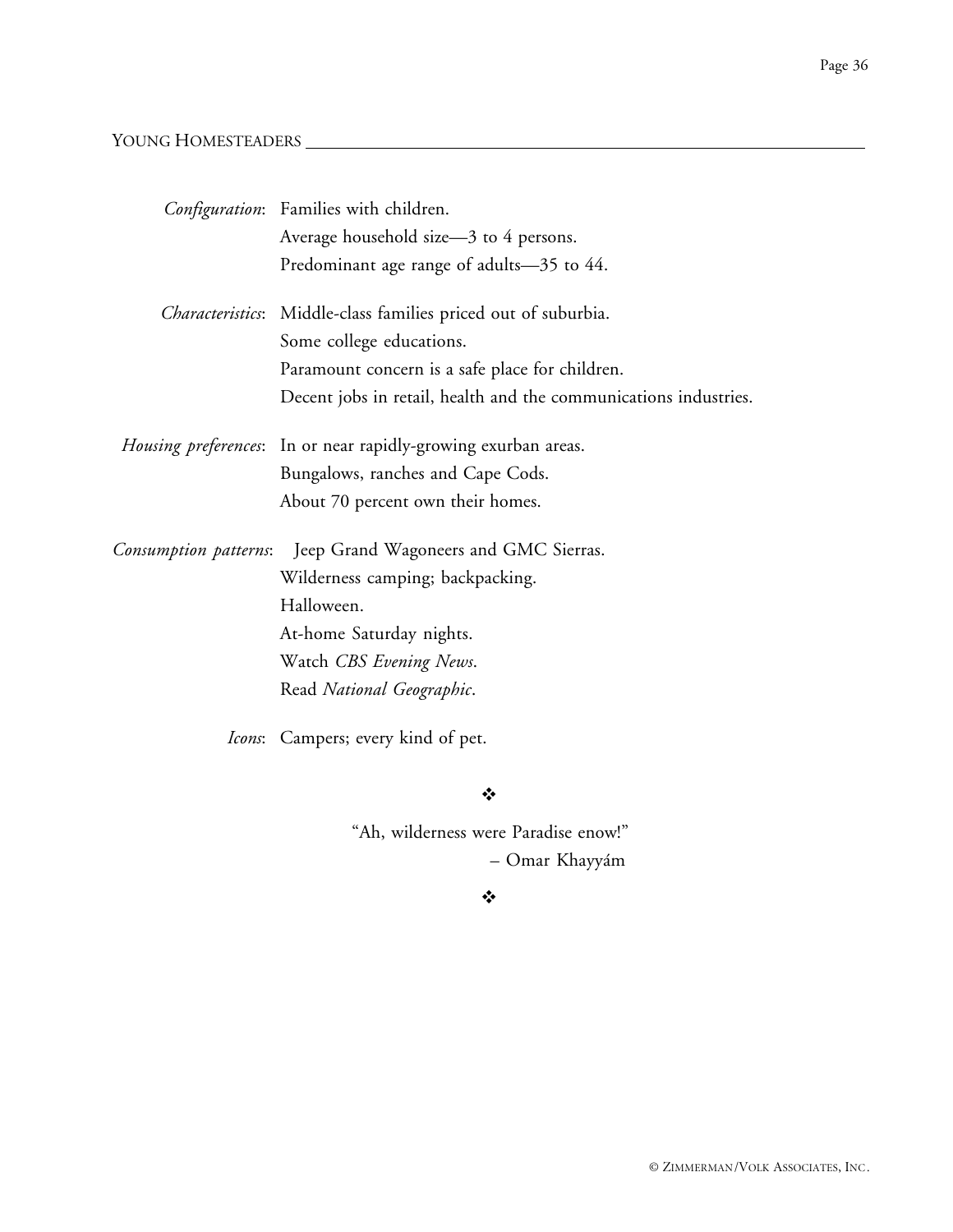## YOUNG HOMESTEADERS

*Configuration*: Families with children.
Average household size—3 to 4 persons.
Predominant age range of adults—35 to 44.

*Characteristics*: Middle-class families priced out of suburbia.
Some college educations.
Paramount concern is a safe place for children.
Decent jobs in retail, health and the communications industries.

*Housing preferences*: In or near rapidly-growing exurban areas.
Bungalows, ranches and Cape Cods.
About 70 percent own their homes.

*Consumption patterns*: Jeep Grand Wagoneers and GMC Sierras.
Wilderness camping; backpacking.
Halloween.
At-home Saturday nights.
Watch *CBS Evening News*.
Read *National Geographic*.

*Icons*: Campers; every kind of pet.

❖

"Ah, wilderness were Paradise enow!"
– Omar Khayyám

❖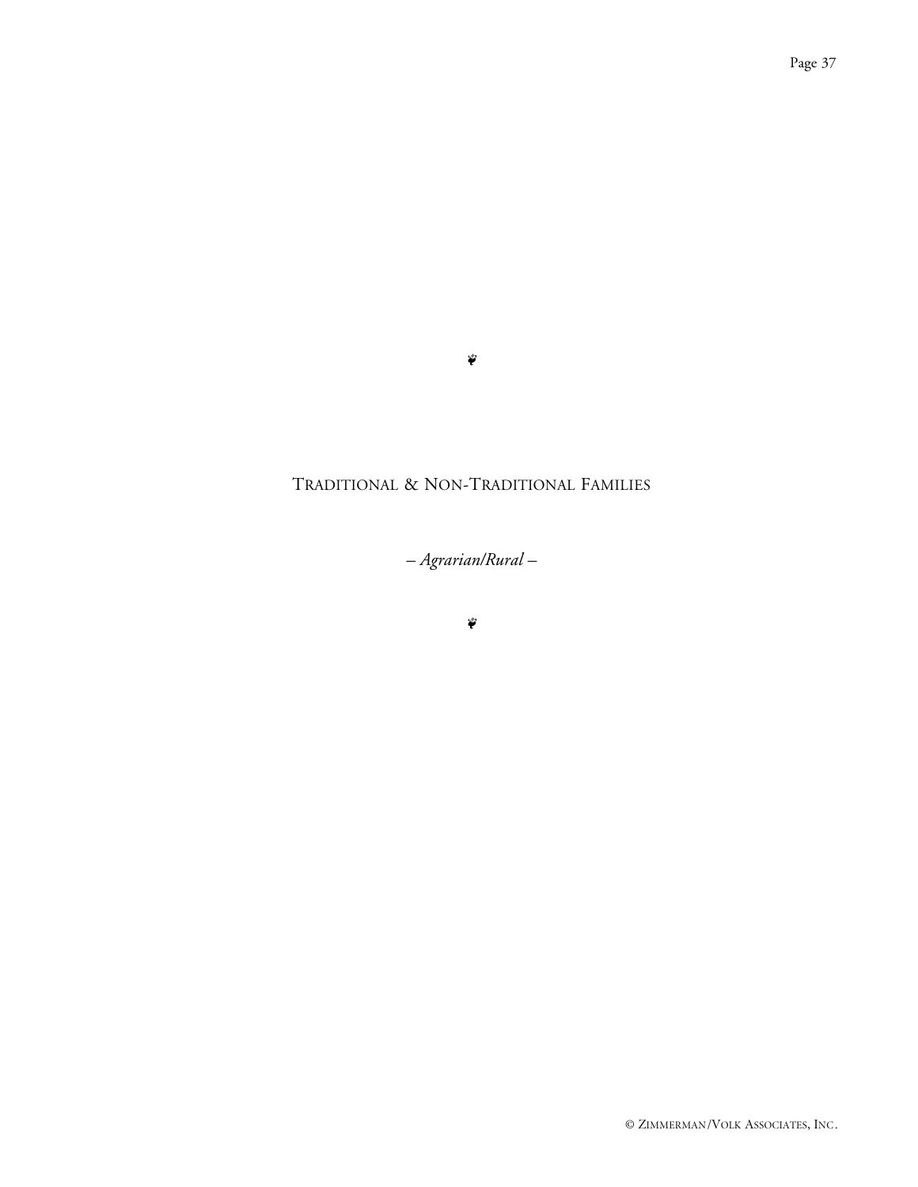❦

# Traditional & Non-Traditional Families

*– Agrarian/Rural –*

❦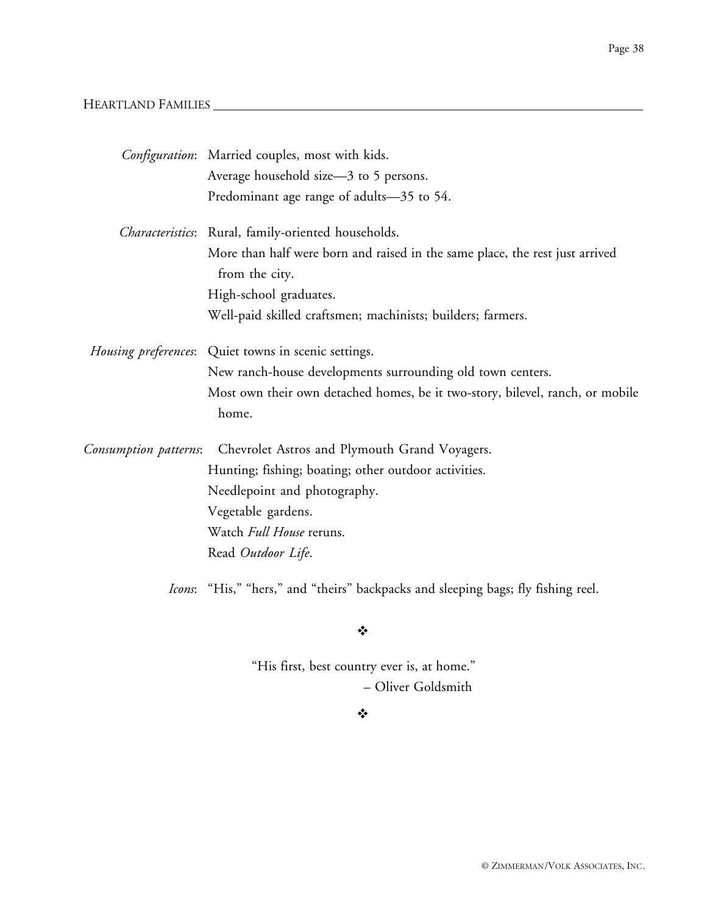## HEARTLAND FAMILIES

*Configuration*: Married couples, most with kids.
Average household size—3 to 5 persons.
Predominant age range of adults—35 to 54.

*Characteristics*: Rural, family-oriented households.
More than half were born and raised in the same place, the rest just arrived from the city.
High-school graduates.
Well-paid skilled craftsmen; machinists; builders; farmers.

*Housing preferences*: Quiet towns in scenic settings.
New ranch-house developments surrounding old town centers.
Most own their own detached homes, be it two-story, bilevel, ranch, or mobile home.

*Consumption patterns*: Chevrolet Astros and Plymouth Grand Voyagers.
Hunting; fishing; boating; other outdoor activities.
Needlepoint and photography.
Vegetable gardens.
Watch *Full House* reruns.
Read *Outdoor Life*.

*Icons*: "His," "hers," and "theirs" backpacks and sleeping bags; fly fishing reel.

❖

"His first, best country ever is, at home."
– Oliver Goldsmith

❖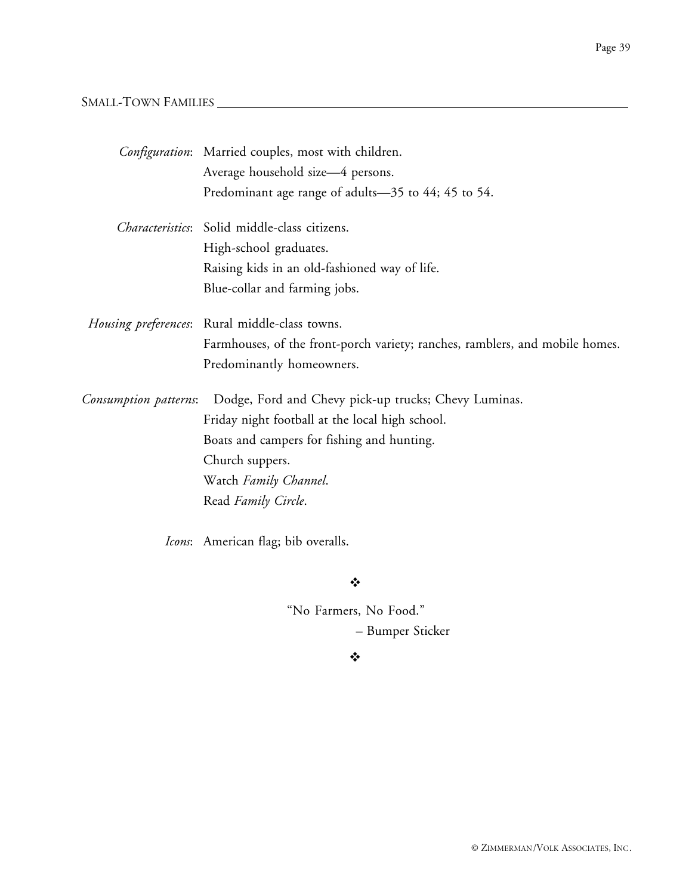## SMALL-TOWN FAMILIES

*Configuration*: Married couples, most with children.
Average household size—4 persons.
Predominant age range of adults—35 to 44; 45 to 54.

*Characteristics*: Solid middle-class citizens.
High-school graduates.
Raising kids in an old-fashioned way of life.
Blue-collar and farming jobs.

*Housing preferences*: Rural middle-class towns.
Farmhouses, of the front-porch variety; ranches, ramblers, and mobile homes.
Predominantly homeowners.

*Consumption patterns*: Dodge, Ford and Chevy pick-up trucks; Chevy Luminas.
Friday night football at the local high school.
Boats and campers for fishing and hunting.
Church suppers.
Watch *Family Channel*.
Read *Family Circle*.

*Icons*: American flag; bib overalls.

❖

"No Farmers, No Food."
– Bumper Sticker

❖

© ZIMMERMAN/VOLK ASSOCIATES, INC.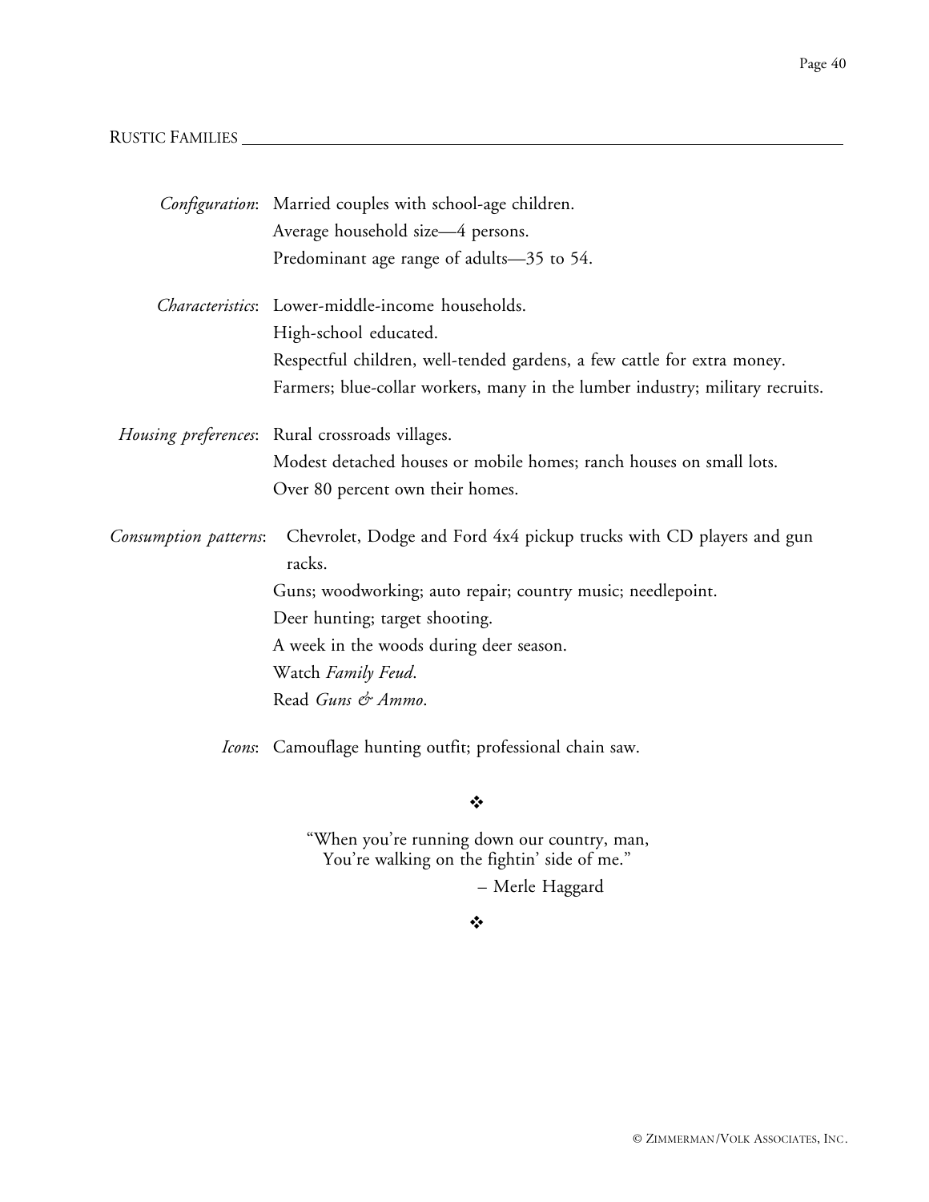## RUSTIC FAMILIES

*Configuration*: Married couples with school-age children.
Average household size—4 persons.
Predominant age range of adults—35 to 54.

*Characteristics*: Lower-middle-income households.
High-school educated.
Respectful children, well-tended gardens, a few cattle for extra money.
Farmers; blue-collar workers, many in the lumber industry; military recruits.

*Housing preferences*: Rural crossroads villages.
Modest detached houses or mobile homes; ranch houses on small lots.
Over 80 percent own their homes.

*Consumption patterns*: Chevrolet, Dodge and Ford 4x4 pickup trucks with CD players and gun racks.
Guns; woodworking; auto repair; country music; needlepoint.
Deer hunting; target shooting.
A week in the woods during deer season.
Watch *Family Feud*.
Read *Guns & Ammo*.

*Icons*: Camouflage hunting outfit; professional chain saw.

❖

"When you're running down our country, man,
You're walking on the fightin' side of me."

– Merle Haggard

❖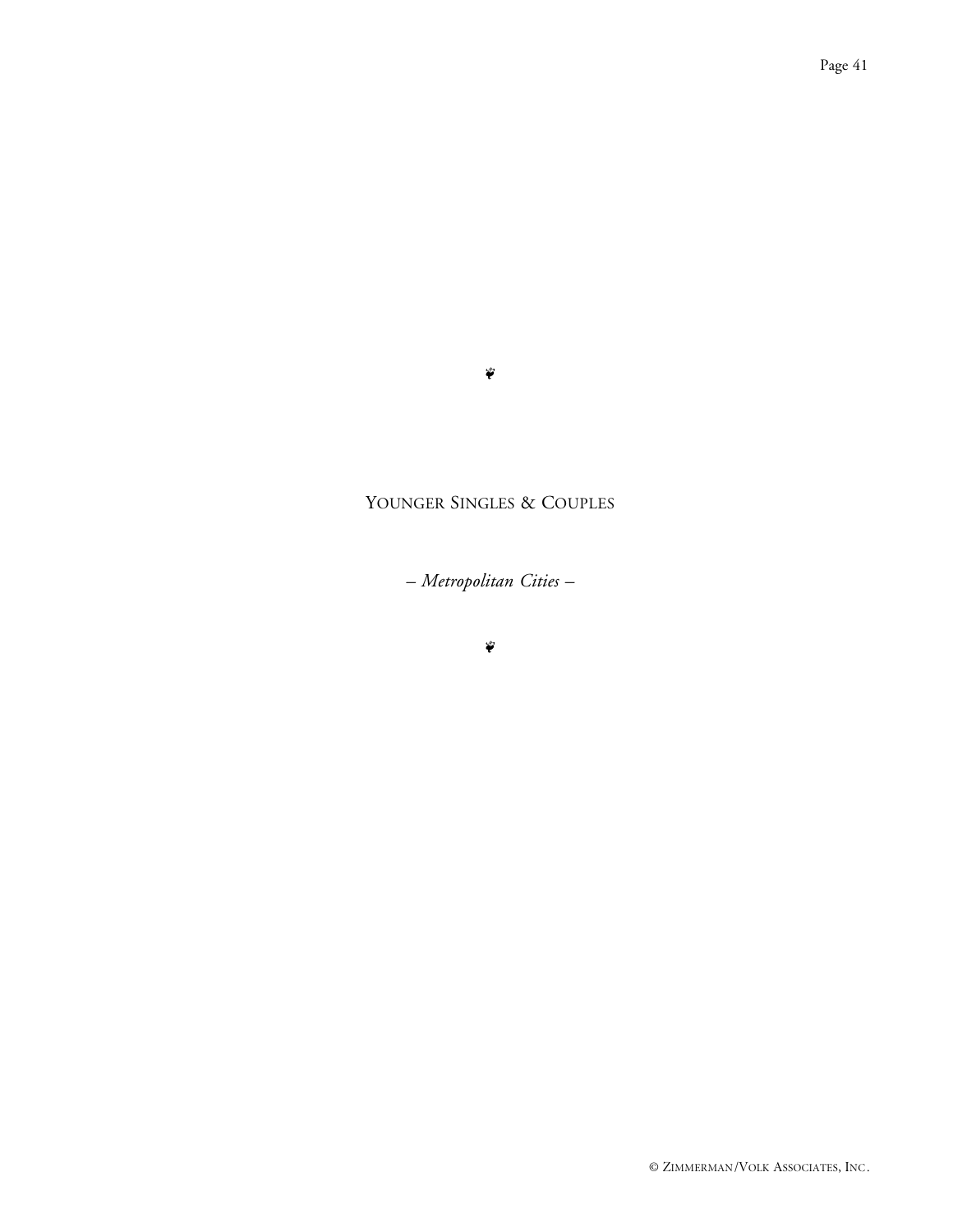❦

# Younger Singles & Couples

*– Metropolitan Cities –*

❦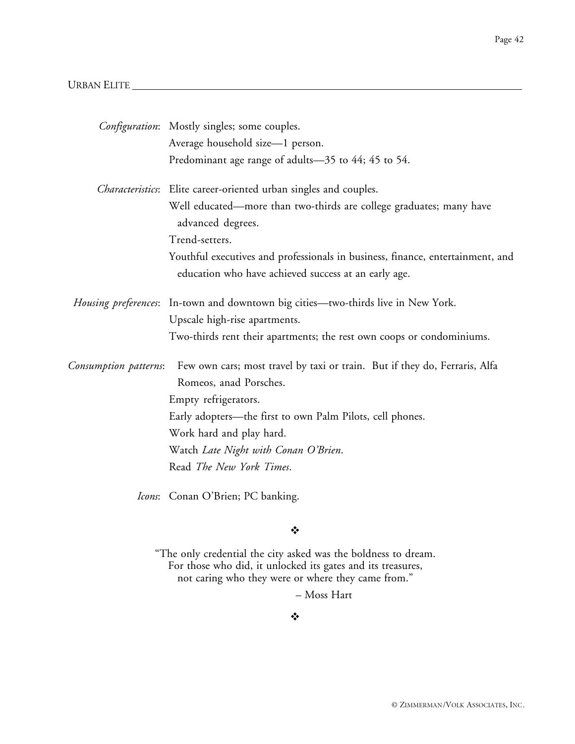## URBAN ELITE

*Configuration*: Mostly singles; some couples.
Average household size—1 person.
Predominant age range of adults—35 to 44; 45 to 54.

*Characteristics*: Elite career-oriented urban singles and couples.
Well educated—more than two-thirds are college graduates; many have advanced degrees.
Trend-setters.
Youthful executives and professionals in business, finance, entertainment, and education who have achieved success at an early age.

*Housing preferences*: In-town and downtown big cities—two-thirds live in New York.
Upscale high-rise apartments.
Two-thirds rent their apartments; the rest own coops or condominiums.

*Consumption patterns*: Few own cars; most travel by taxi or train. But if they do, Ferraris, Alfa Romeos, anad Porsches.
Empty refrigerators.
Early adopters—the first to own Palm Pilots, cell phones.
Work hard and play hard.
Watch *Late Night with Conan O'Brien*.
Read *The New York Times*.

*Icons*: Conan O'Brien; PC banking.

❖

"The only credential the city asked was the boldness to dream.
For those who did, it unlocked its gates and its treasures,
not caring who they were or where they came from."

– Moss Hart

❖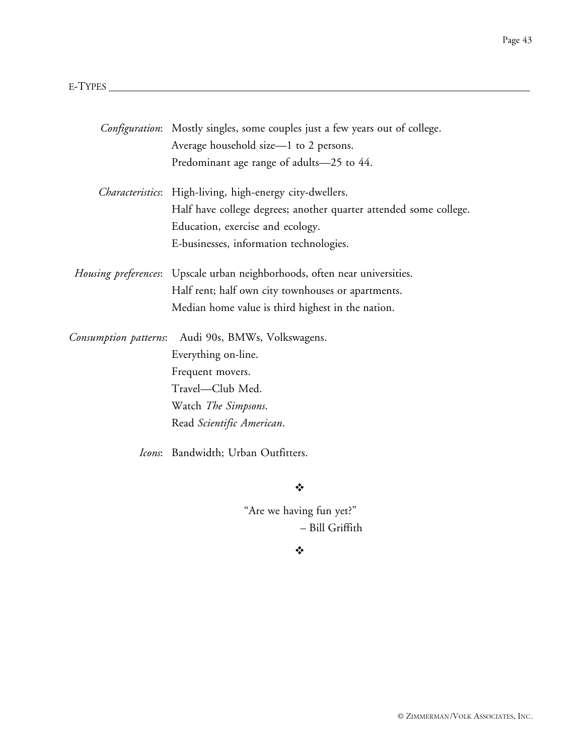## E-TYPES

*Configuration*: Mostly singles, some couples just a few years out of college.
Average household size—1 to 2 persons.
Predominant age range of adults—25 to 44.

*Characteristics*: High-living, high-energy city-dwellers.
Half have college degrees; another quarter attended some college.
Education, exercise and ecology.
E-businesses, information technologies.

*Housing preferences*: Upscale urban neighborhoods, often near universities.
Half rent; half own city townhouses or apartments.
Median home value is third highest in the nation.

*Consumption patterns*: Audi 90s, BMWs, Volkswagens.
Everything on-line.
Frequent movers.
Travel—Club Med.
Watch *The Simpsons*.
Read *Scientific American*.

*Icons*: Bandwidth; Urban Outfitters.

❖

"Are we having fun yet?"
– Bill Griffith

❖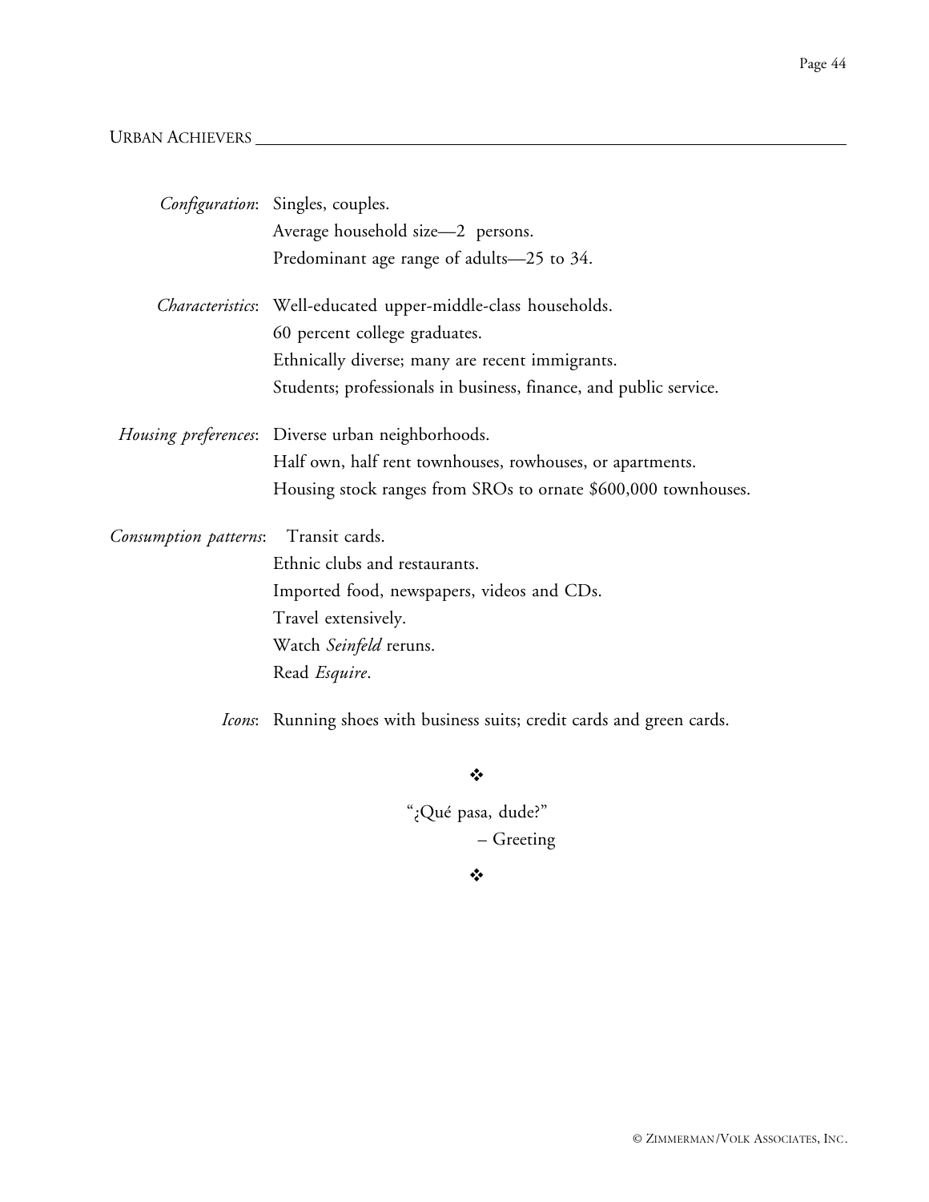## URBAN ACHIEVERS

*Configuration*: Singles, couples.
Average household size—2 persons.
Predominant age range of adults—25 to 34.

*Characteristics*: Well-educated upper-middle-class households.
60 percent college graduates.
Ethnically diverse; many are recent immigrants.
Students; professionals in business, finance, and public service.

*Housing preferences*: Diverse urban neighborhoods.
Half own, half rent townhouses, rowhouses, or apartments.
Housing stock ranges from SROs to ornate $600,000 townhouses.

*Consumption patterns*: Transit cards.
Ethnic clubs and restaurants.
Imported food, newspapers, videos and CDs.
Travel extensively.
Watch *Seinfeld* reruns.
Read *Esquire*.

*Icons*: Running shoes with business suits; credit cards and green cards.

❖

"¿Qué pasa, dude?"
– Greeting

❖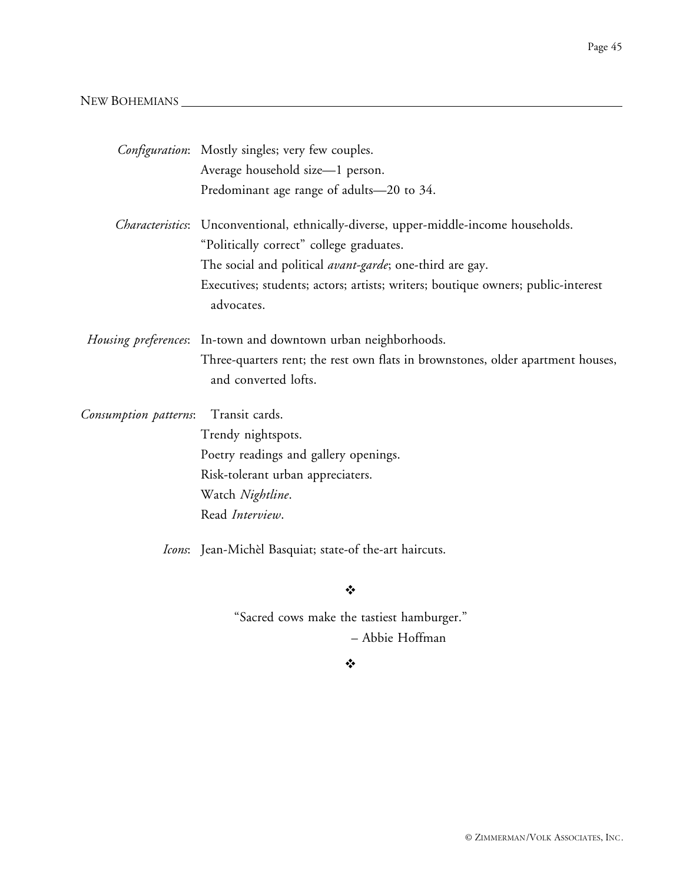## NEW BOHEMIANS

*Configuration*: Mostly singles; very few couples.
Average household size—1 person.
Predominant age range of adults—20 to 34.

*Characteristics*: Unconventional, ethnically-diverse, upper-middle-income households.
"Politically correct" college graduates.
The social and political *avant-garde*; one-third are gay.
Executives; students; actors; artists; writers; boutique owners; public-interest advocates.

*Housing preferences*: In-town and downtown urban neighborhoods.
Three-quarters rent; the rest own flats in brownstones, older apartment houses, and converted lofts.

*Consumption patterns*: Transit cards.
Trendy nightspots.
Poetry readings and gallery openings.
Risk-tolerant urban appreciaters.
Watch *Nightline*.
Read *Interview*.

*Icons*: Jean-Michèl Basquiat; state-of the-art haircuts.

❖

"Sacred cows make the tastiest hamburger."
– Abbie Hoffman

❖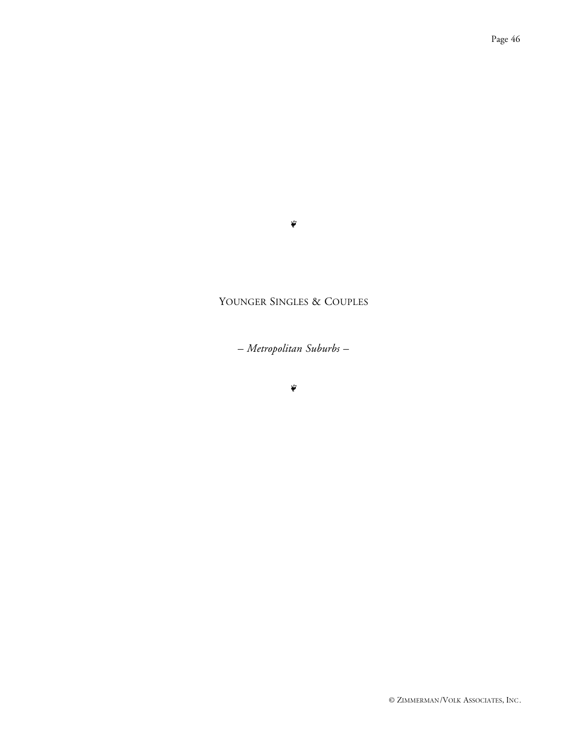❦

# YOUNGER SINGLES & COUPLES

*– Metropolitan Suburbs –*

❦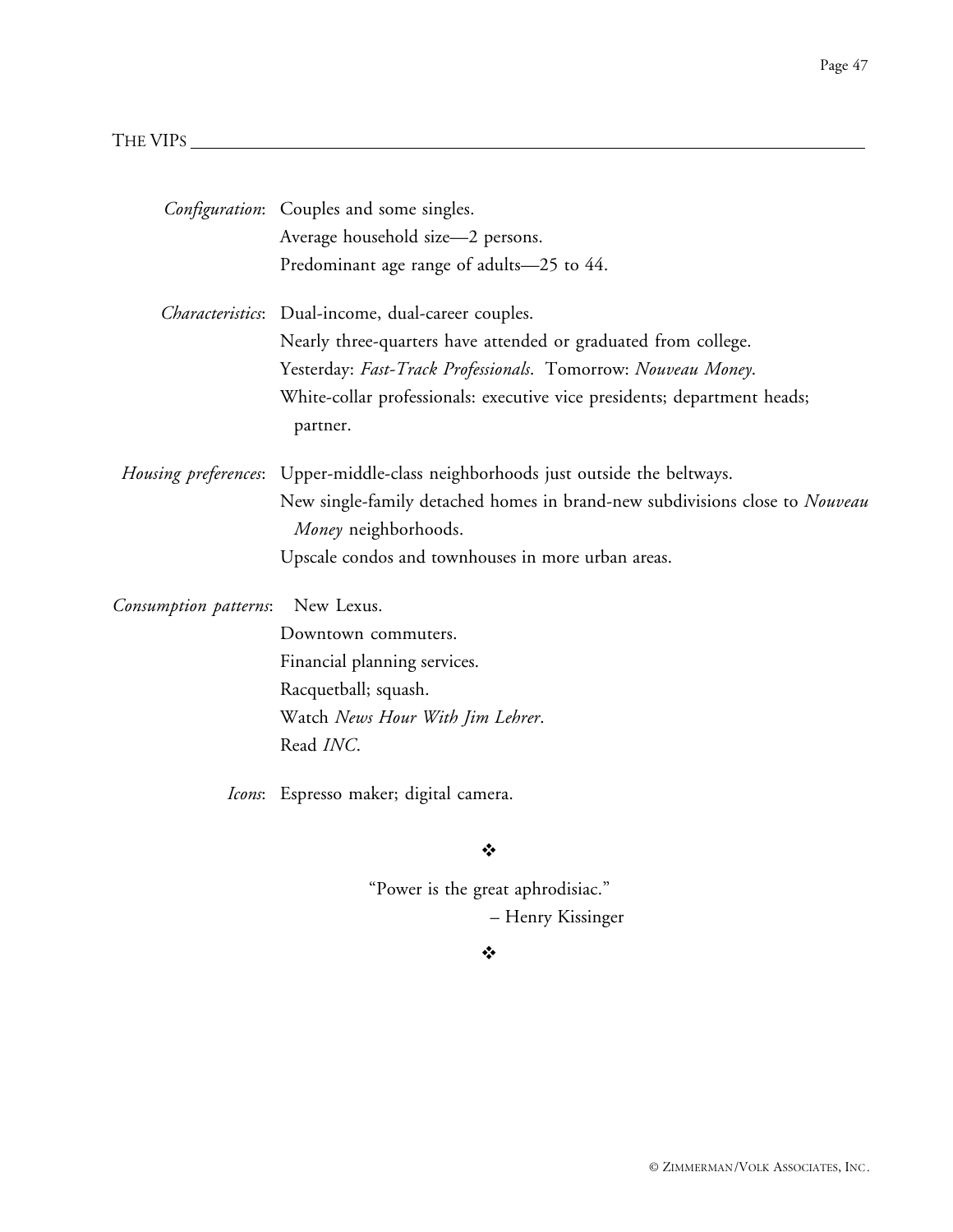## THE VIPS

*Configuration*: Couples and some singles.
Average household size—2 persons.
Predominant age range of adults—25 to 44.

*Characteristics*: Dual-income, dual-career couples.
Nearly three-quarters have attended or graduated from college.
Yesterday: *Fast-Track Professionals*. Tomorrow: *Nouveau Money*.
White-collar professionals: executive vice presidents; department heads; partner.

*Housing preferences*: Upper-middle-class neighborhoods just outside the beltways.
New single-family detached homes in brand-new subdivisions close to *Nouveau Money* neighborhoods.
Upscale condos and townhouses in more urban areas.

*Consumption patterns*: New Lexus.
Downtown commuters.
Financial planning services.
Racquetball; squash.
Watch *News Hour With Jim Lehrer*.
Read *INC*.

*Icons*: Espresso maker; digital camera.

❖

"Power is the great aphrodisiac."
– Henry Kissinger

❖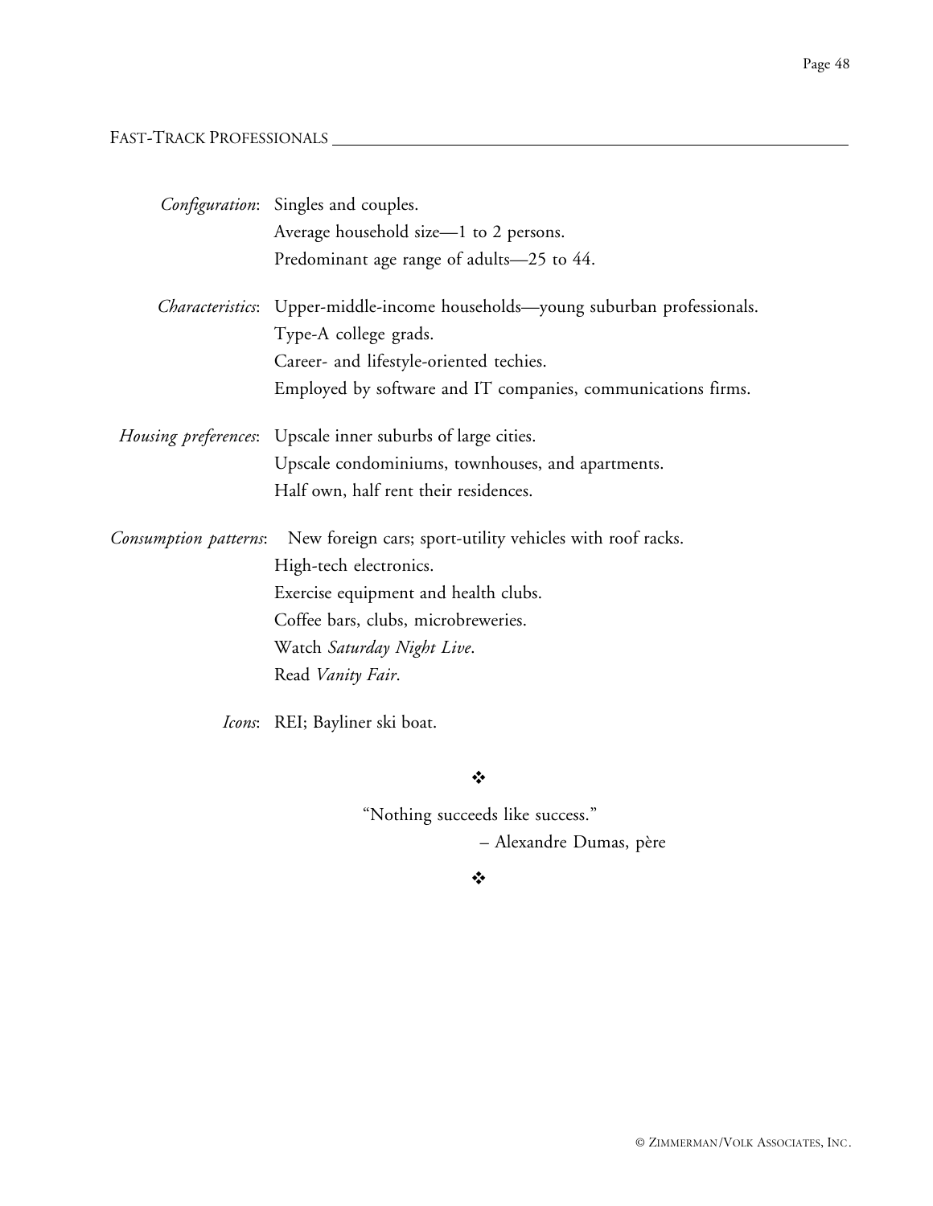## FAST-TRACK PROFESSIONALS

*Configuration*: Singles and couples.
Average household size—1 to 2 persons.
Predominant age range of adults—25 to 44.

*Characteristics*: Upper-middle-income households—young suburban professionals.
Type-A college grads.
Career- and lifestyle-oriented techies.
Employed by software and IT companies, communications firms.

*Housing preferences*: Upscale inner suburbs of large cities.
Upscale condominiums, townhouses, and apartments.
Half own, half rent their residences.

*Consumption patterns*: New foreign cars; sport-utility vehicles with roof racks.
High-tech electronics.
Exercise equipment and health clubs.
Coffee bars, clubs, microbreweries.
Watch *Saturday Night Live*.
Read *Vanity Fair*.

*Icons*: REI; Bayliner ski boat.

❖

"Nothing succeeds like success."
– Alexandre Dumas, père

❖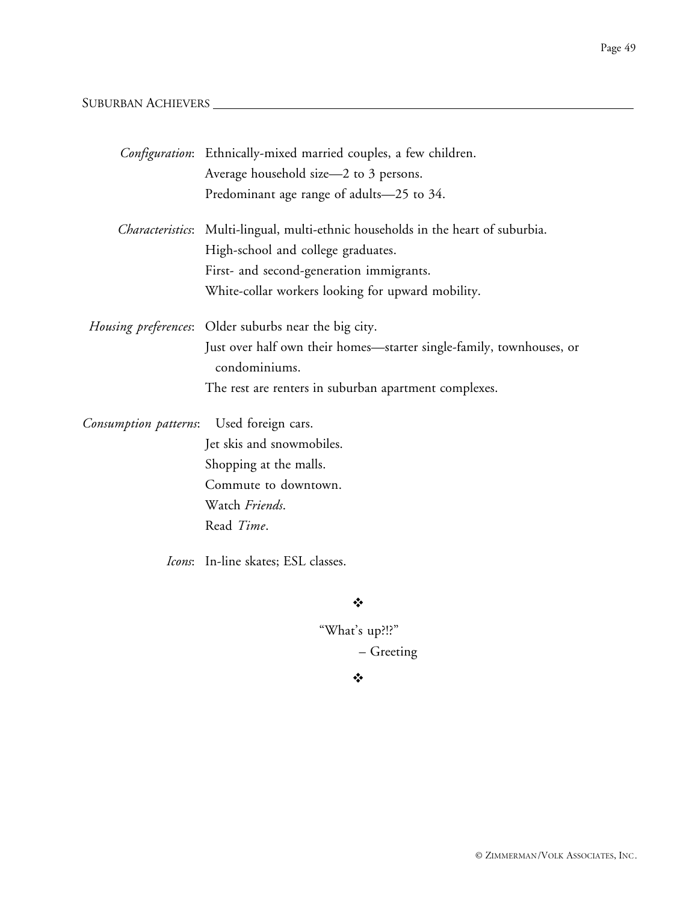## SUBURBAN ACHIEVERS

*Configuration*: Ethnically-mixed married couples, a few children.
Average household size—2 to 3 persons.
Predominant age range of adults—25 to 34.

*Characteristics*: Multi-lingual, multi-ethnic households in the heart of suburbia.
High-school and college graduates.
First- and second-generation immigrants.
White-collar workers looking for upward mobility.

*Housing preferences*: Older suburbs near the big city.
Just over half own their homes—starter single-family, townhouses, or condominiums.
The rest are renters in suburban apartment complexes.

*Consumption patterns*: Used foreign cars.
Jet skis and snowmobiles.
Shopping at the malls.
Commute to downtown.
Watch *Friends*.
Read *Time*.

*Icons*: In-line skates; ESL classes.

❖

"What's up?!?"
– Greeting

❖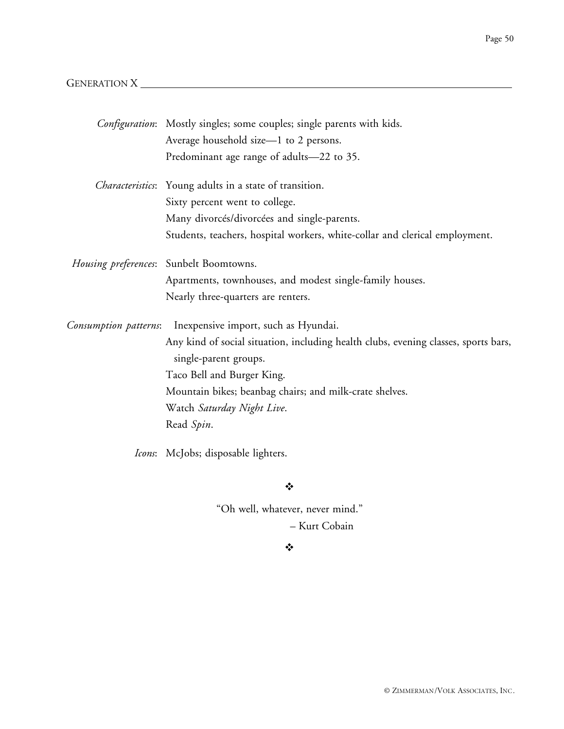## GENERATION X

*Configuration*: Mostly singles; some couples; single parents with kids.
Average household size—1 to 2 persons.
Predominant age range of adults—22 to 35.

*Characteristics*: Young adults in a state of transition.
Sixty percent went to college.
Many divorcés/divorcées and single-parents.
Students, teachers, hospital workers, white-collar and clerical employment.

*Housing preferences*: Sunbelt Boomtowns.
Apartments, townhouses, and modest single-family houses.
Nearly three-quarters are renters.

*Consumption patterns*: Inexpensive import, such as Hyundai.
Any kind of social situation, including health clubs, evening classes, sports bars, single-parent groups.
Taco Bell and Burger King.
Mountain bikes; beanbag chairs; and milk-crate shelves.
Watch *Saturday Night Live*.
Read *Spin*.

*Icons*: McJobs; disposable lighters.

❖

"Oh well, whatever, never mind."
– Kurt Cobain

❖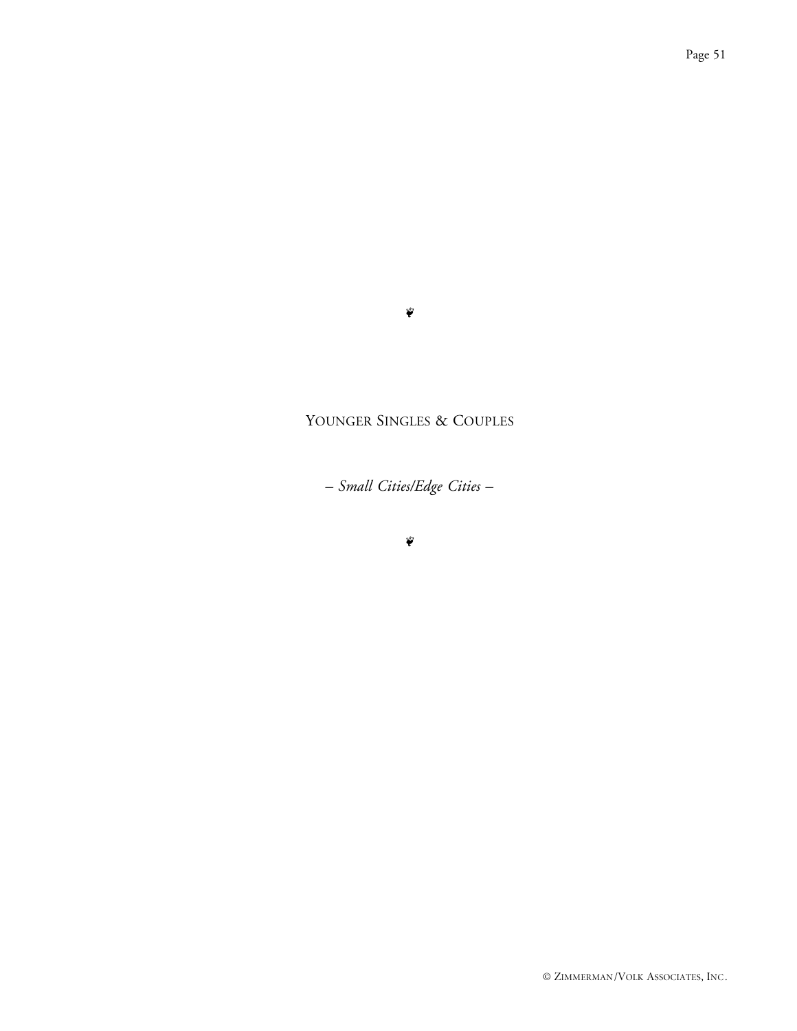❦

# Younger Singles & Couples

*– Small Cities/Edge Cities –*

❦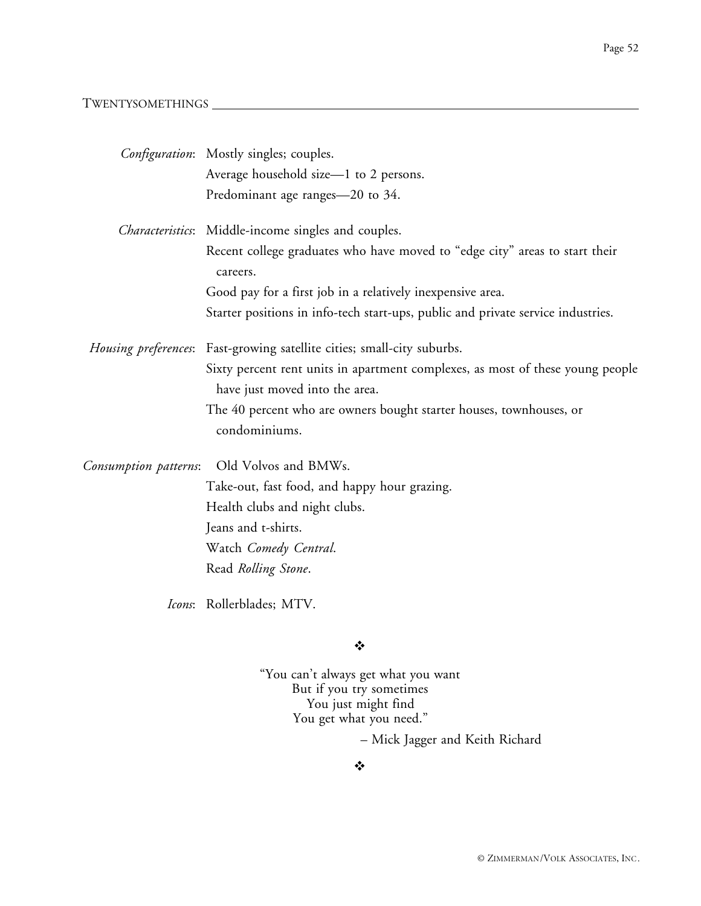## TWENTYSOMETHINGS

*Configuration*: Mostly singles; couples.
Average household size—1 to 2 persons.
Predominant age ranges—20 to 34.

*Characteristics*: Middle-income singles and couples.
Recent college graduates who have moved to "edge city" areas to start their careers.
Good pay for a first job in a relatively inexpensive area.
Starter positions in info-tech start-ups, public and private service industries.

*Housing preferences*: Fast-growing satellite cities; small-city suburbs.
Sixty percent rent units in apartment complexes, as most of these young people have just moved into the area.
The 40 percent who are owners bought starter houses, townhouses, or condominiums.

*Consumption patterns*: Old Volvos and BMWs.
Take-out, fast food, and happy hour grazing.
Health clubs and night clubs.
Jeans and t-shirts.
Watch *Comedy Central*.
Read *Rolling Stone*.

*Icons*: Rollerblades; MTV.

❖

"You can't always get what you want
But if you try sometimes
You just might find
You get what you need."

– Mick Jagger and Keith Richard

❖

© Zimmerman/Volk Associates, Inc.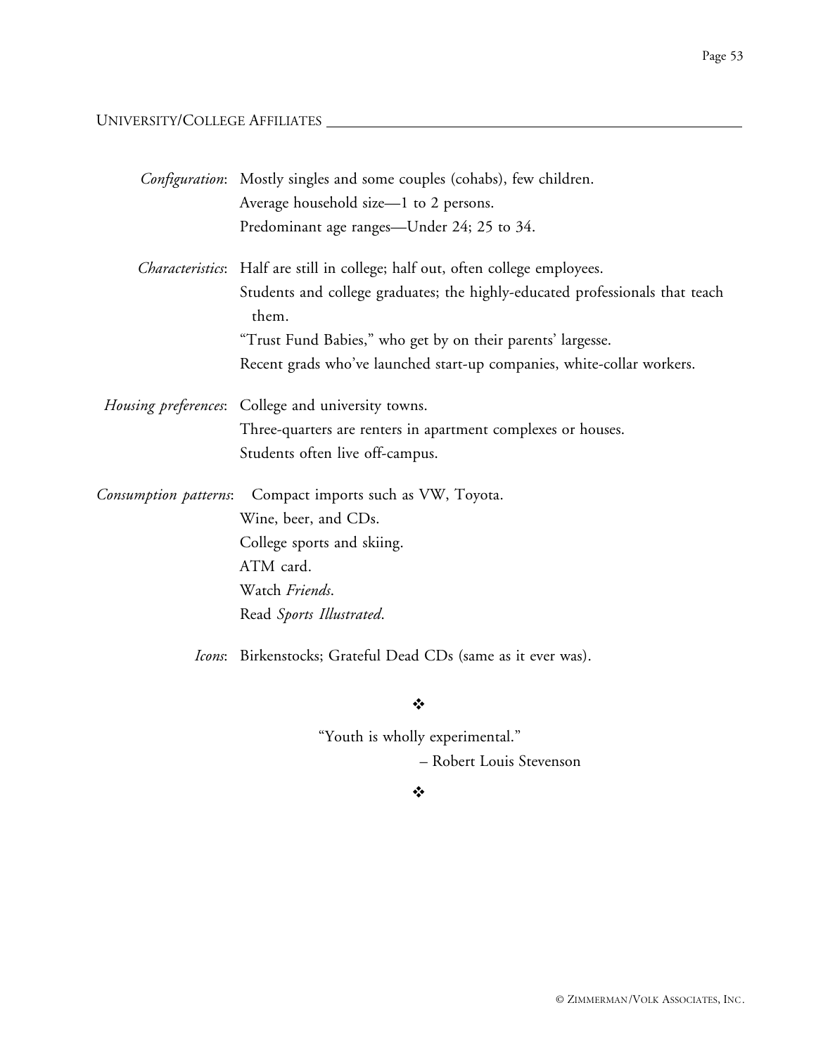## UNIVERSITY/COLLEGE AFFILIATES

*Configuration*: Mostly singles and some couples (cohabs), few children.
Average household size—1 to 2 persons.
Predominant age ranges—Under 24; 25 to 34.

*Characteristics*: Half are still in college; half out, often college employees.
Students and college graduates; the highly-educated professionals that teach them.
"Trust Fund Babies," who get by on their parents' largesse.
Recent grads who've launched start-up companies, white-collar workers.

*Housing preferences*: College and university towns.
Three-quarters are renters in apartment complexes or houses.
Students often live off-campus.

*Consumption patterns*: Compact imports such as VW, Toyota.
Wine, beer, and CDs.
College sports and skiing.
ATM card.
Watch *Friends*.
Read *Sports Illustrated*.

*Icons*: Birkenstocks; Grateful Dead CDs (same as it ever was).

❖

"Youth is wholly experimental."

– Robert Louis Stevenson

❖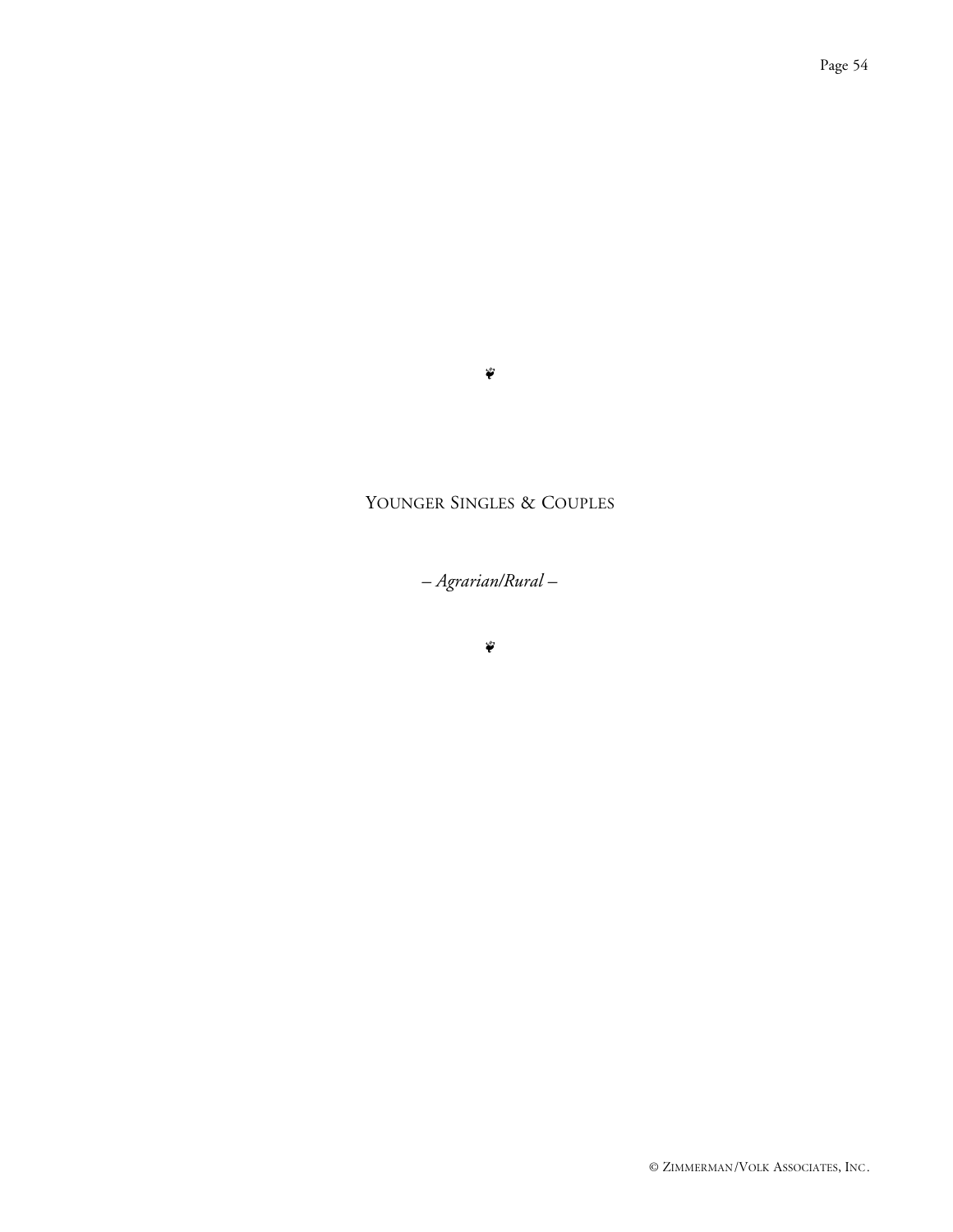# Younger Singles & Couples

*– Agrarian/Rural –*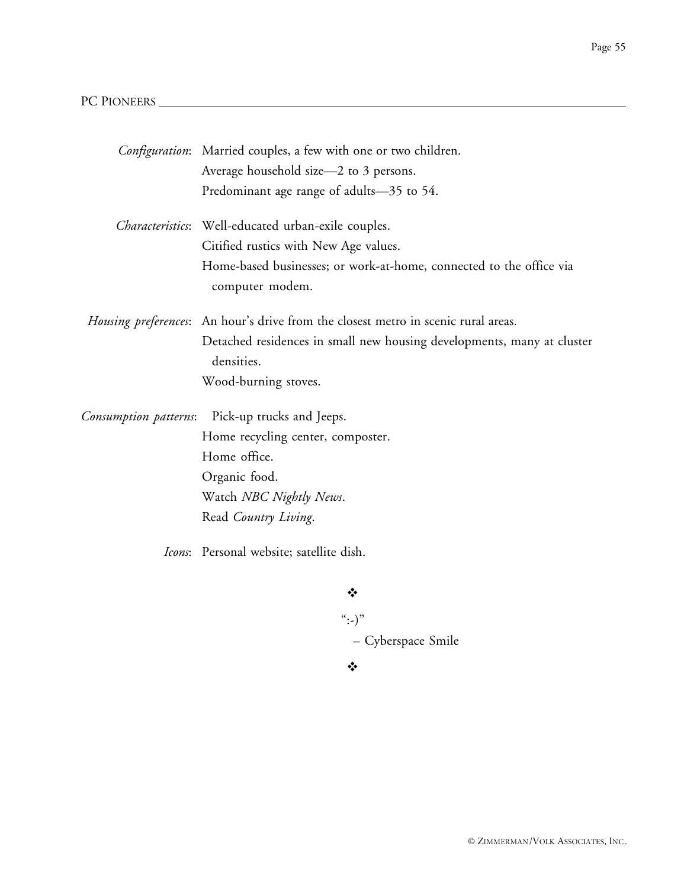## PC PIONEERS

*Configuration*: Married couples, a few with one or two children.
Average household size—2 to 3 persons.
Predominant age range of adults—35 to 54.

*Characteristics*: Well-educated urban-exile couples.
Citified rustics with New Age values.
Home-based businesses; or work-at-home, connected to the office via computer modem.

*Housing preferences*: An hour's drive from the closest metro in scenic rural areas.
Detached residences in small new housing developments, many at cluster densities.
Wood-burning stoves.

*Consumption patterns*: Pick-up trucks and Jeeps.
Home recycling center, composter.
Home office.
Organic food.
Watch *NBC Nightly News*.
Read *Country Living*.

*Icons*: Personal website; satellite dish.

❖

":-)"

– Cyberspace Smile

❖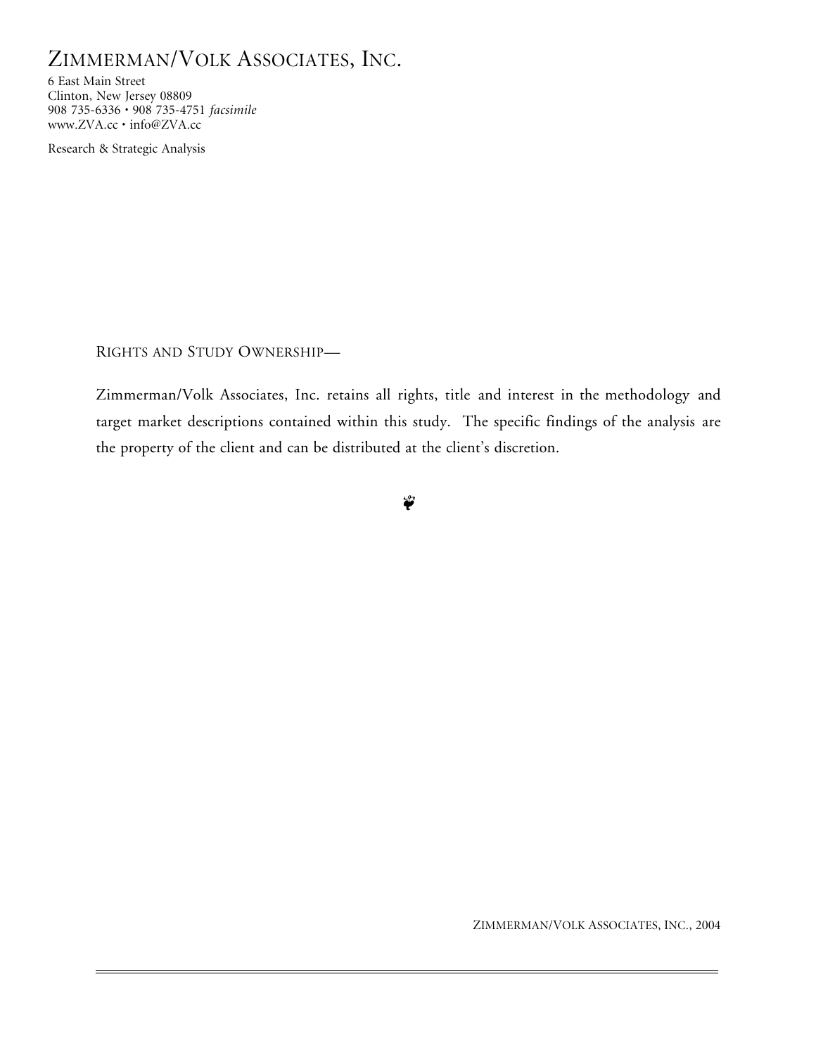# ZIMMERMAN/VOLK ASSOCIATES, INC.

6 East Main Street
Clinton, New Jersey 08809
908 735-6336 • 908 735-4751 *facsimile*
www.ZVA.cc • info@ZVA.cc

Research & Strategic Analysis

RIGHTS AND STUDY OWNERSHIP—

Zimmerman/Volk Associates, Inc. retains all rights, title and interest in the methodology and target market descriptions contained within this study. The specific findings of the analysis are the property of the client and can be distributed at the client's discretion.

ZIMMERMAN/VOLK ASSOCIATES, INC., 2004